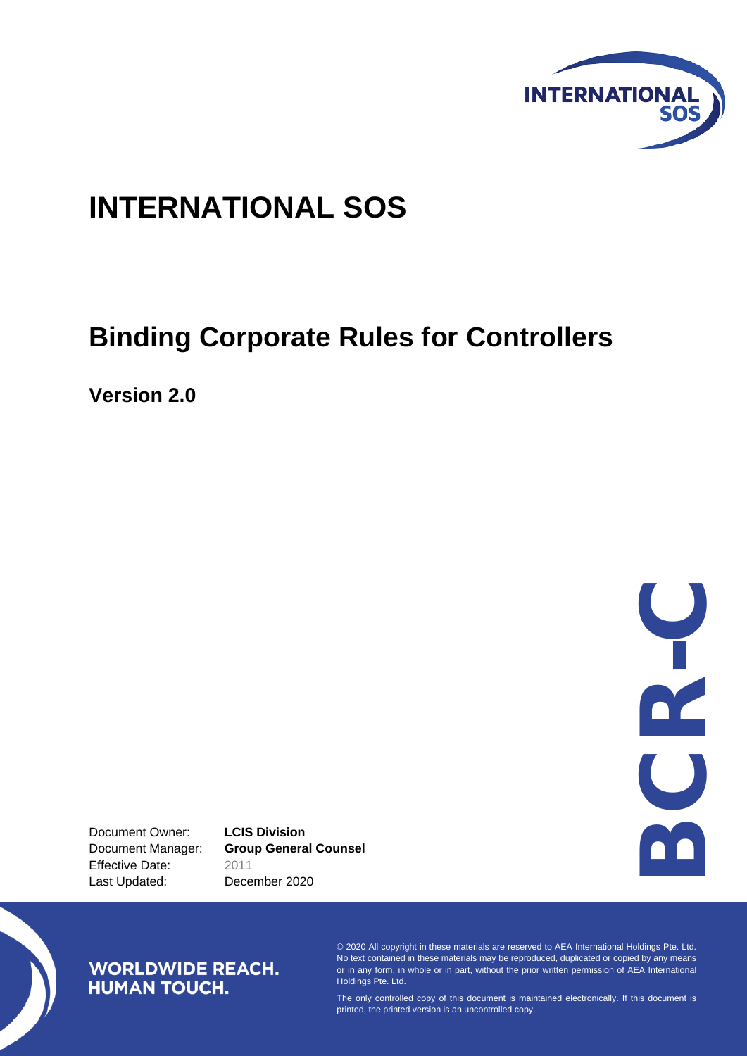# INTERNATIONAL SOS

## Binding Corporate Rules for Controllers

**Version 2.0**

BCR-C

| | |
|---|---|
| Document Owner: | **LCIS Division** |
| Document Manager: | **Group General Counsel** |
| Effective Date: | 2011 |
| Last Updated: | December 2020 |

**WORLDWIDE REACH. HUMAN TOUCH.**

© 2020 All copyright in these materials are reserved to AEA International Holdings Pte. Ltd. No text contained in these materials may be reproduced, duplicated or copied by any means or in any form, in whole or in part, without the prior written permission of AEA International Holdings Pte. Ltd.

The only controlled copy of this document is maintained electronically. If this document is printed, the printed version is an uncontrolled copy.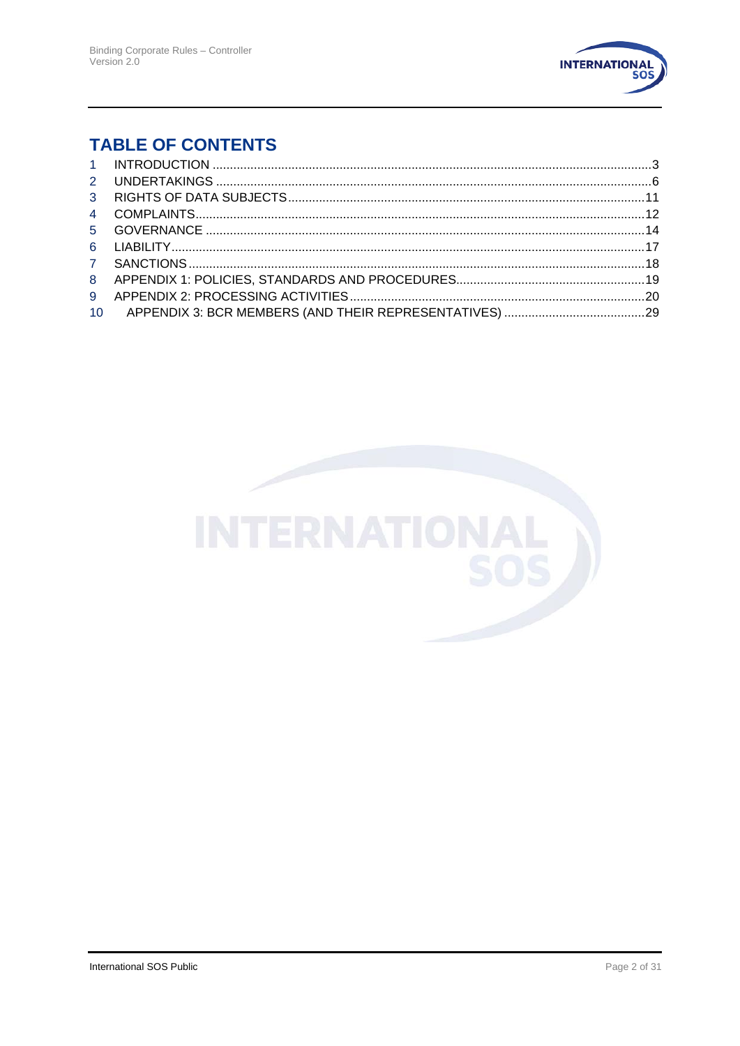# TABLE OF CONTENTS

1 INTRODUCTION ....................................................................................................................3
2 UNDERTAKINGS ..................................................................................................................6
3 RIGHTS OF DATA SUBJECTS.............................................................................................11
4 COMPLAINTS.......................................................................................................................12
5 GOVERNANCE ....................................................................................................................14
6 LIABILITY.............................................................................................................................17
7 SANCTIONS.........................................................................................................................18
8 APPENDIX 1: POLICIES, STANDARDS AND PROCEDURES.............................................19
9 APPENDIX 2: PROCESSING ACTIVITIES............................................................................20
10 APPENDIX 3: BCR MEMBERS (AND THEIR REPRESENTATIVES) ...............................29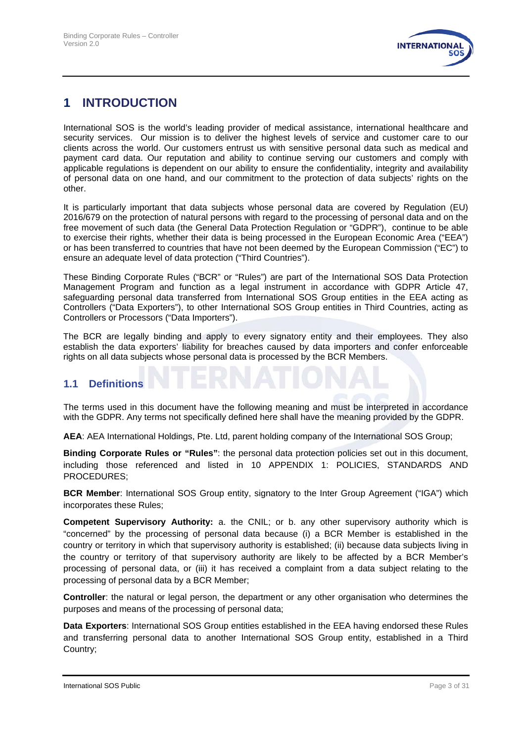# 1 INTRODUCTION

International SOS is the world's leading provider of medical assistance, international healthcare and security services. Our mission is to deliver the highest levels of service and customer care to our clients across the world. Our customers entrust us with sensitive personal data such as medical and payment card data. Our reputation and ability to continue serving our customers and comply with applicable regulations is dependent on our ability to ensure the confidentiality, integrity and availability of personal data on one hand, and our commitment to the protection of data subjects' rights on the other.

It is particularly important that data subjects whose personal data are covered by Regulation (EU) 2016/679 on the protection of natural persons with regard to the processing of personal data and on the free movement of such data (the General Data Protection Regulation or "GDPR"), continue to be able to exercise their rights, whether their data is being processed in the European Economic Area ("EEA") or has been transferred to countries that have not been deemed by the European Commission ("EC") to ensure an adequate level of data protection ("Third Countries").

These Binding Corporate Rules ("BCR" or "Rules") are part of the International SOS Data Protection Management Program and function as a legal instrument in accordance with GDPR Article 47, safeguarding personal data transferred from International SOS Group entities in the EEA acting as Controllers ("Data Exporters"), to other International SOS Group entities in Third Countries, acting as Controllers or Processors ("Data Importers").

The BCR are legally binding and apply to every signatory entity and their employees. They also establish the data exporters' liability for breaches caused by data importers and confer enforceable rights on all data subjects whose personal data is processed by the BCR Members.

## 1.1 Definitions

The terms used in this document have the following meaning and must be interpreted in accordance with the GDPR. Any terms not specifically defined here shall have the meaning provided by the GDPR.

**AEA**: AEA International Holdings, Pte. Ltd, parent holding company of the International SOS Group;

**Binding Corporate Rules or "Rules"**: the personal data protection policies set out in this document, including those referenced and listed in 10 APPENDIX 1: POLICIES, STANDARDS AND PROCEDURES;

**BCR Member**: International SOS Group entity, signatory to the Inter Group Agreement ("IGA") which incorporates these Rules;

**Competent Supervisory Authority:** a. the CNIL; or b. any other supervisory authority which is "concerned" by the processing of personal data because (i) a BCR Member is established in the country or territory in which that supervisory authority is established; (ii) because data subjects living in the country or territory of that supervisory authority are likely to be affected by a BCR Member's processing of personal data, or (iii) it has received a complaint from a data subject relating to the processing of personal data by a BCR Member;

**Controller**: the natural or legal person, the department or any other organisation who determines the purposes and means of the processing of personal data;

**Data Exporters**: International SOS Group entities established in the EEA having endorsed these Rules and transferring personal data to another International SOS Group entity, established in a Third Country;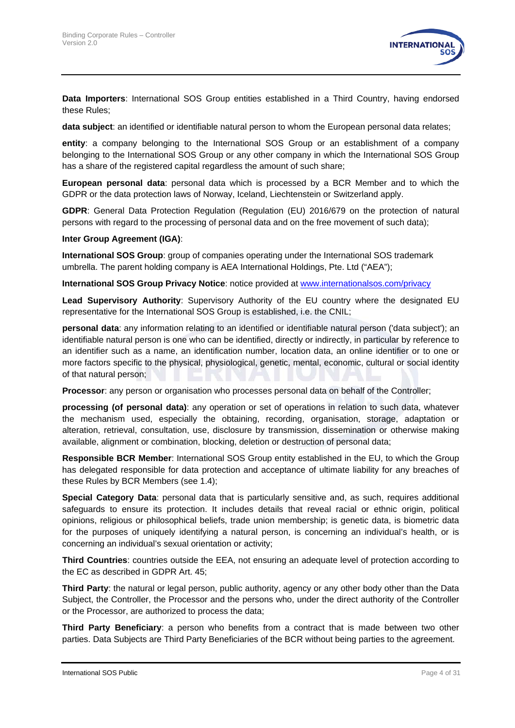**Data Importers**: International SOS Group entities established in a Third Country, having endorsed these Rules;

**data subject**: an identified or identifiable natural person to whom the European personal data relates;

**entity**: a company belonging to the International SOS Group or an establishment of a company belonging to the International SOS Group or any other company in which the International SOS Group has a share of the registered capital regardless the amount of such share;

**European personal data**: personal data which is processed by a BCR Member and to which the GDPR or the data protection laws of Norway, Iceland, Liechtenstein or Switzerland apply.

**GDPR**: General Data Protection Regulation (Regulation (EU) 2016/679 on the protection of natural persons with regard to the processing of personal data and on the free movement of such data);

**Inter Group Agreement (IGA)**:

**International SOS Group**: group of companies operating under the International SOS trademark umbrella. The parent holding company is AEA International Holdings, Pte. Ltd ("AEA");

**International SOS Group Privacy Notice**: notice provided at [www.internationalsos.com/privacy](www.internationalsos.com/privacy)

**Lead Supervisory Authority**: Supervisory Authority of the EU country where the designated EU representative for the International SOS Group is established, i.e. the CNIL;

**personal data**: any information relating to an identified or identifiable natural person ('data subject'); an identifiable natural person is one who can be identified, directly or indirectly, in particular by reference to an identifier such as a name, an identification number, location data, an online identifier or to one or more factors specific to the physical, physiological, genetic, mental, economic, cultural or social identity of that natural person;

**Processor**: any person or organisation who processes personal data on behalf of the Controller;

**processing (of personal data)**: any operation or set of operations in relation to such data, whatever the mechanism used, especially the obtaining, recording, organisation, storage, adaptation or alteration, retrieval, consultation, use, disclosure by transmission, dissemination or otherwise making available, alignment or combination, blocking, deletion or destruction of personal data;

**Responsible BCR Member**: International SOS Group entity established in the EU, to which the Group has delegated responsible for data protection and acceptance of ultimate liability for any breaches of these Rules by BCR Members (see 1.4);

**Special Category Data**: personal data that is particularly sensitive and, as such, requires additional safeguards to ensure its protection. It includes details that reveal racial or ethnic origin, political opinions, religious or philosophical beliefs, trade union membership; is genetic data, is biometric data for the purposes of uniquely identifying a natural person, is concerning an individual's health, or is concerning an individual's sexual orientation or activity;

**Third Countries**: countries outside the EEA, not ensuring an adequate level of protection according to the EC as described in GDPR Art. 45;

**Third Party**: the natural or legal person, public authority, agency or any other body other than the Data Subject, the Controller, the Processor and the persons who, under the direct authority of the Controller or the Processor, are authorized to process the data;

**Third Party Beneficiary**: a person who benefits from a contract that is made between two other parties. Data Subjects are Third Party Beneficiaries of the BCR without being parties to the agreement.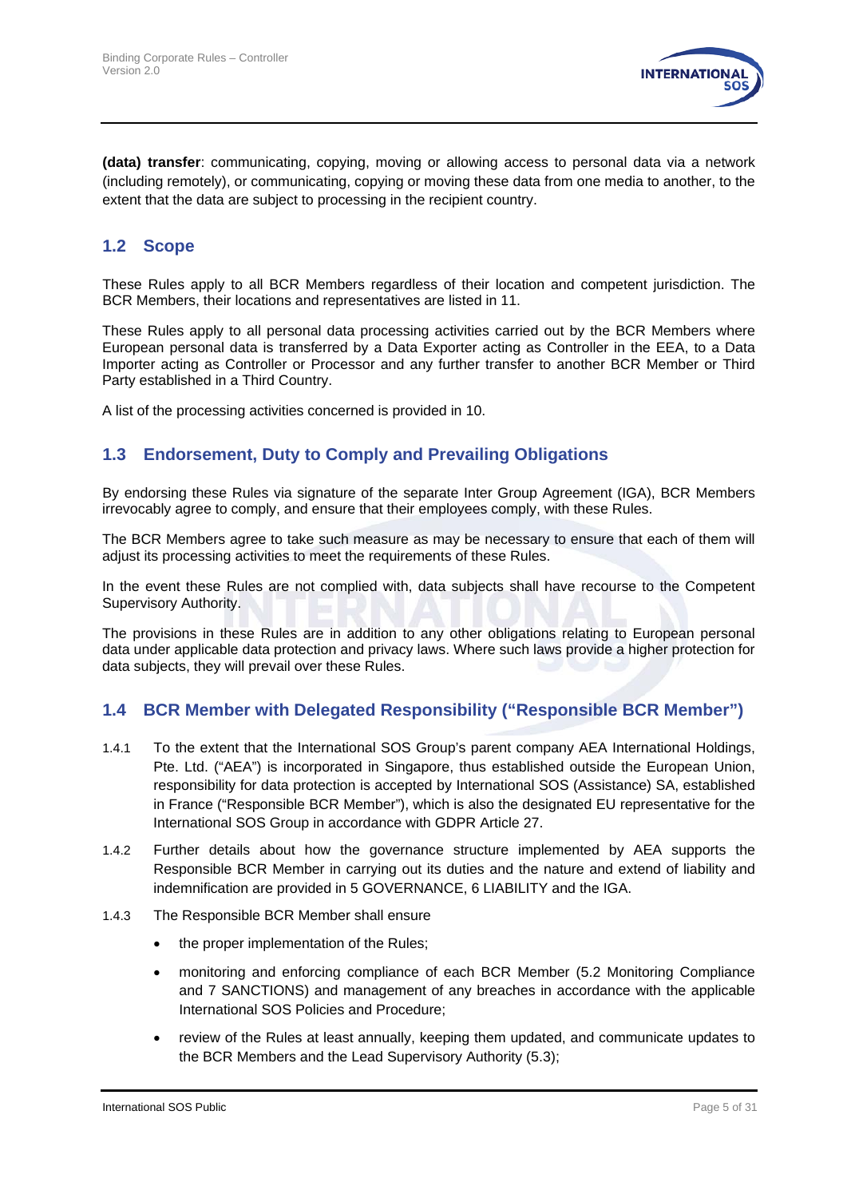**(data) transfer**: communicating, copying, moving or allowing access to personal data via a network (including remotely), or communicating, copying or moving these data from one media to another, to the extent that the data are subject to processing in the recipient country.

## 1.2 Scope

These Rules apply to all BCR Members regardless of their location and competent jurisdiction. The BCR Members, their locations and representatives are listed in 11.

These Rules apply to all personal data processing activities carried out by the BCR Members where European personal data is transferred by a Data Exporter acting as Controller in the EEA, to a Data Importer acting as Controller or Processor and any further transfer to another BCR Member or Third Party established in a Third Country.

A list of the processing activities concerned is provided in 10.

## 1.3 Endorsement, Duty to Comply and Prevailing Obligations

By endorsing these Rules via signature of the separate Inter Group Agreement (IGA), BCR Members irrevocably agree to comply, and ensure that their employees comply, with these Rules.

The BCR Members agree to take such measure as may be necessary to ensure that each of them will adjust its processing activities to meet the requirements of these Rules.

In the event these Rules are not complied with, data subjects shall have recourse to the Competent Supervisory Authority.

The provisions in these Rules are in addition to any other obligations relating to European personal data under applicable data protection and privacy laws. Where such laws provide a higher protection for data subjects, they will prevail over these Rules.

## 1.4 BCR Member with Delegated Responsibility ("Responsible BCR Member")

1.4.1 To the extent that the International SOS Group's parent company AEA International Holdings, Pte. Ltd. ("AEA") is incorporated in Singapore, thus established outside the European Union, responsibility for data protection is accepted by International SOS (Assistance) SA, established in France ("Responsible BCR Member"), which is also the designated EU representative for the International SOS Group in accordance with GDPR Article 27.

1.4.2 Further details about how the governance structure implemented by AEA supports the Responsible BCR Member in carrying out its duties and the nature and extend of liability and indemnification are provided in 5 GOVERNANCE, 6 LIABILITY and the IGA.

1.4.3 The Responsible BCR Member shall ensure

- the proper implementation of the Rules;
- monitoring and enforcing compliance of each BCR Member (5.2 Monitoring Compliance and 7 SANCTIONS) and management of any breaches in accordance with the applicable International SOS Policies and Procedure;
- review of the Rules at least annually, keeping them updated, and communicate updates to the BCR Members and the Lead Supervisory Authority (5.3);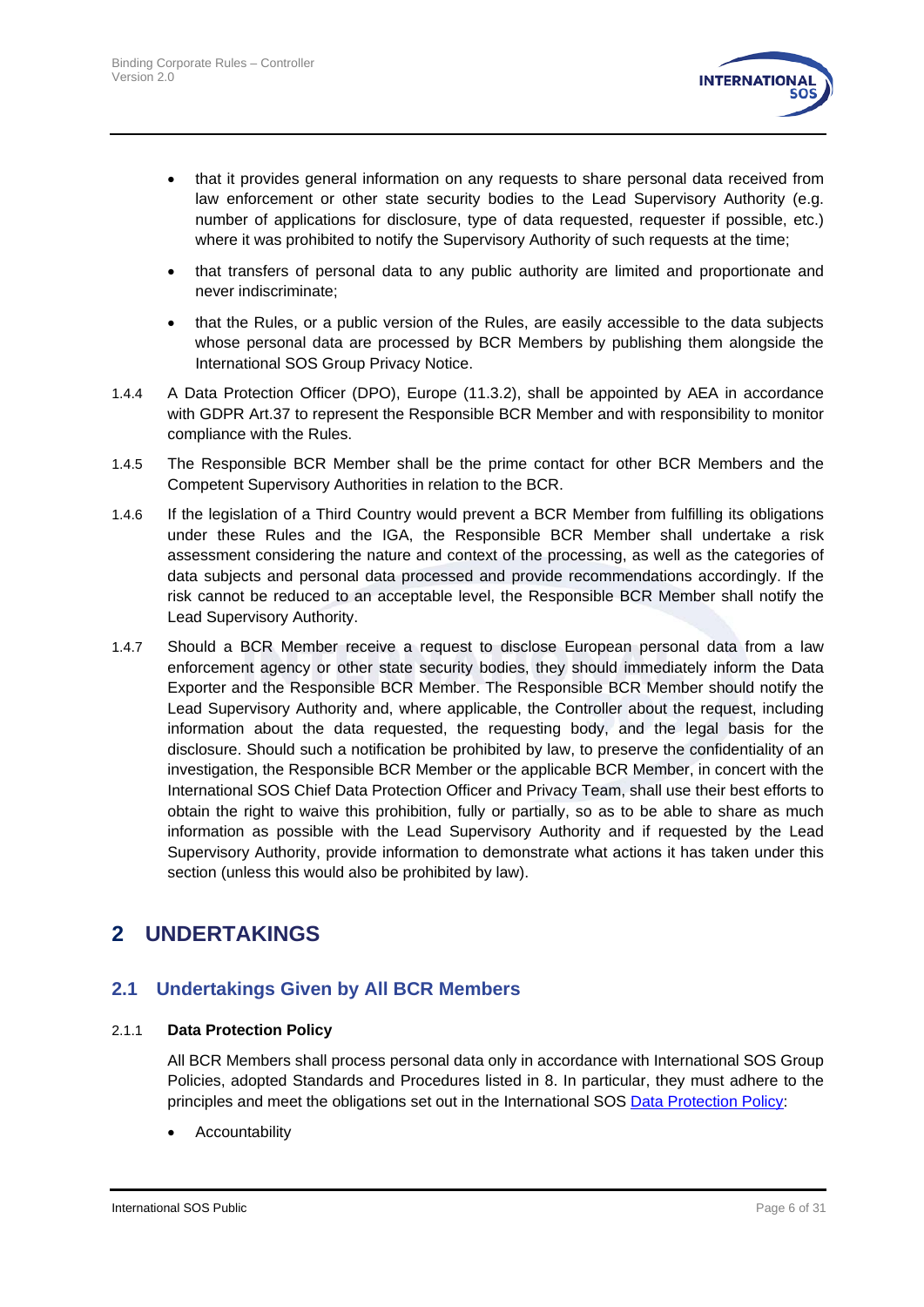- that it provides general information on any requests to share personal data received from law enforcement or other state security bodies to the Lead Supervisory Authority (e.g. number of applications for disclosure, type of data requested, requester if possible, etc.) where it was prohibited to notify the Supervisory Authority of such requests at the time;
- that transfers of personal data to any public authority are limited and proportionate and never indiscriminate;
- that the Rules, or a public version of the Rules, are easily accessible to the data subjects whose personal data are processed by BCR Members by publishing them alongside the International SOS Group Privacy Notice.

1.4.4 A Data Protection Officer (DPO), Europe (11.3.2), shall be appointed by AEA in accordance with GDPR Art.37 to represent the Responsible BCR Member and with responsibility to monitor compliance with the Rules.

1.4.5 The Responsible BCR Member shall be the prime contact for other BCR Members and the Competent Supervisory Authorities in relation to the BCR.

1.4.6 If the legislation of a Third Country would prevent a BCR Member from fulfilling its obligations under these Rules and the IGA, the Responsible BCR Member shall undertake a risk assessment considering the nature and context of the processing, as well as the categories of data subjects and personal data processed and provide recommendations accordingly. If the risk cannot be reduced to an acceptable level, the Responsible BCR Member shall notify the Lead Supervisory Authority.

1.4.7 Should a BCR Member receive a request to disclose European personal data from a law enforcement agency or other state security bodies, they should immediately inform the Data Exporter and the Responsible BCR Member. The Responsible BCR Member should notify the Lead Supervisory Authority and, where applicable, the Controller about the request, including information about the data requested, the requesting body, and the legal basis for the disclosure. Should such a notification be prohibited by law, to preserve the confidentiality of an investigation, the Responsible BCR Member or the applicable BCR Member, in concert with the International SOS Chief Data Protection Officer and Privacy Team, shall use their best efforts to obtain the right to waive this prohibition, fully or partially, so as to be able to share as much information as possible with the Lead Supervisory Authority and if requested by the Lead Supervisory Authority, provide information to demonstrate what actions it has taken under this section (unless this would also be prohibited by law).

# 2 UNDERTAKINGS

## 2.1 Undertakings Given by All BCR Members

### 2.1.1 Data Protection Policy

All BCR Members shall process personal data only in accordance with International SOS Group Policies, adopted Standards and Procedures listed in 8. In particular, they must adhere to the principles and meet the obligations set out in the International SOS Data Protection Policy:

- Accountability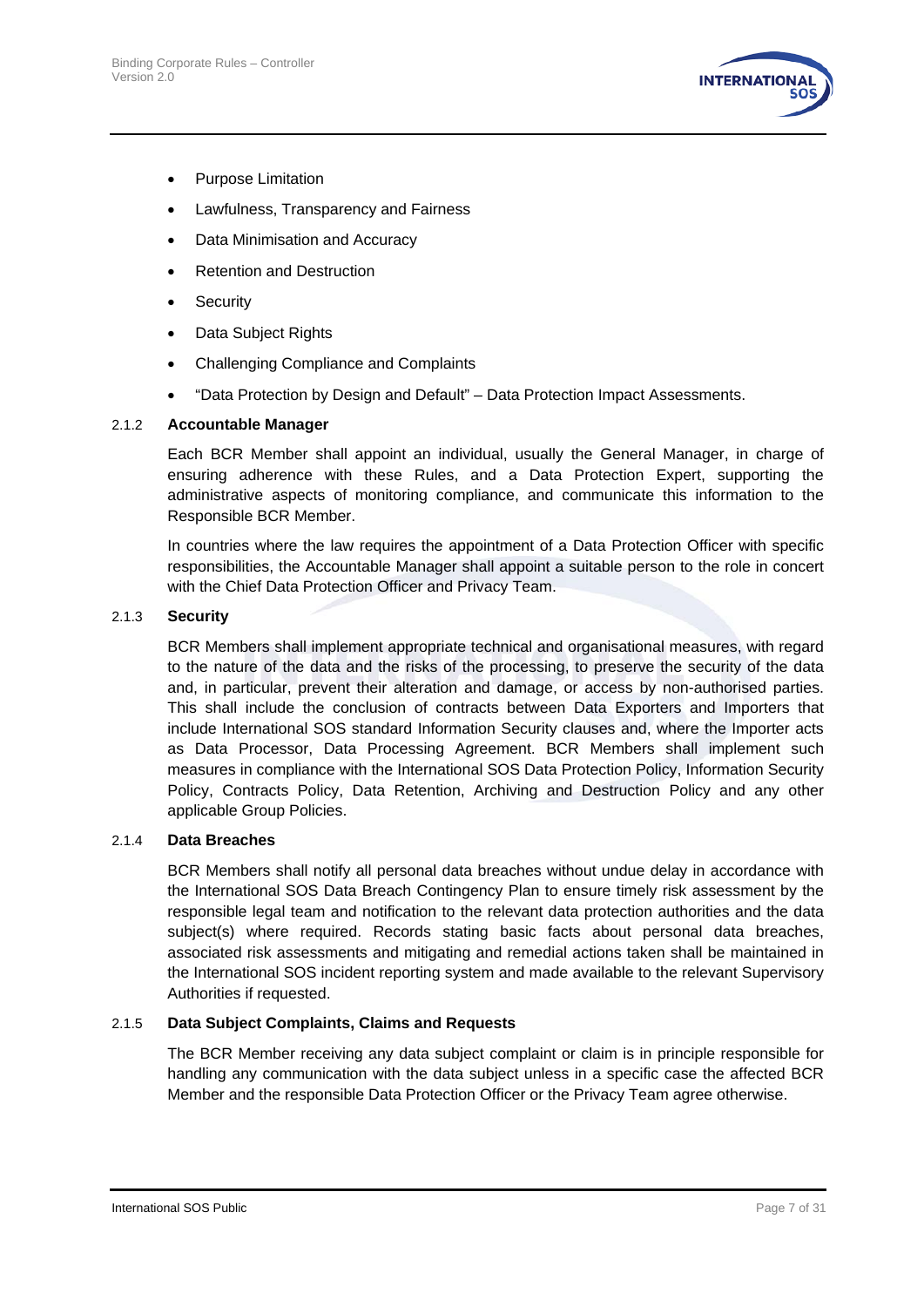- Purpose Limitation
- Lawfulness, Transparency and Fairness
- Data Minimisation and Accuracy
- Retention and Destruction
- Security
- Data Subject Rights
- Challenging Compliance and Complaints
- "Data Protection by Design and Default" – Data Protection Impact Assessments.

### 2.1.2 Accountable Manager

Each BCR Member shall appoint an individual, usually the General Manager, in charge of ensuring adherence with these Rules, and a Data Protection Expert, supporting the administrative aspects of monitoring compliance, and communicate this information to the Responsible BCR Member.

In countries where the law requires the appointment of a Data Protection Officer with specific responsibilities, the Accountable Manager shall appoint a suitable person to the role in concert with the Chief Data Protection Officer and Privacy Team.

### 2.1.3 Security

BCR Members shall implement appropriate technical and organisational measures, with regard to the nature of the data and the risks of the processing, to preserve the security of the data and, in particular, prevent their alteration and damage, or access by non-authorised parties. This shall include the conclusion of contracts between Data Exporters and Importers that include International SOS standard Information Security clauses and, where the Importer acts as Data Processor, Data Processing Agreement. BCR Members shall implement such measures in compliance with the International SOS Data Protection Policy, Information Security Policy, Contracts Policy, Data Retention, Archiving and Destruction Policy and any other applicable Group Policies.

### 2.1.4 Data Breaches

BCR Members shall notify all personal data breaches without undue delay in accordance with the International SOS Data Breach Contingency Plan to ensure timely risk assessment by the responsible legal team and notification to the relevant data protection authorities and the data subject(s) where required. Records stating basic facts about personal data breaches, associated risk assessments and mitigating and remedial actions taken shall be maintained in the International SOS incident reporting system and made available to the relevant Supervisory Authorities if requested.

### 2.1.5 Data Subject Complaints, Claims and Requests

The BCR Member receiving any data subject complaint or claim is in principle responsible for handling any communication with the data subject unless in a specific case the affected BCR Member and the responsible Data Protection Officer or the Privacy Team agree otherwise.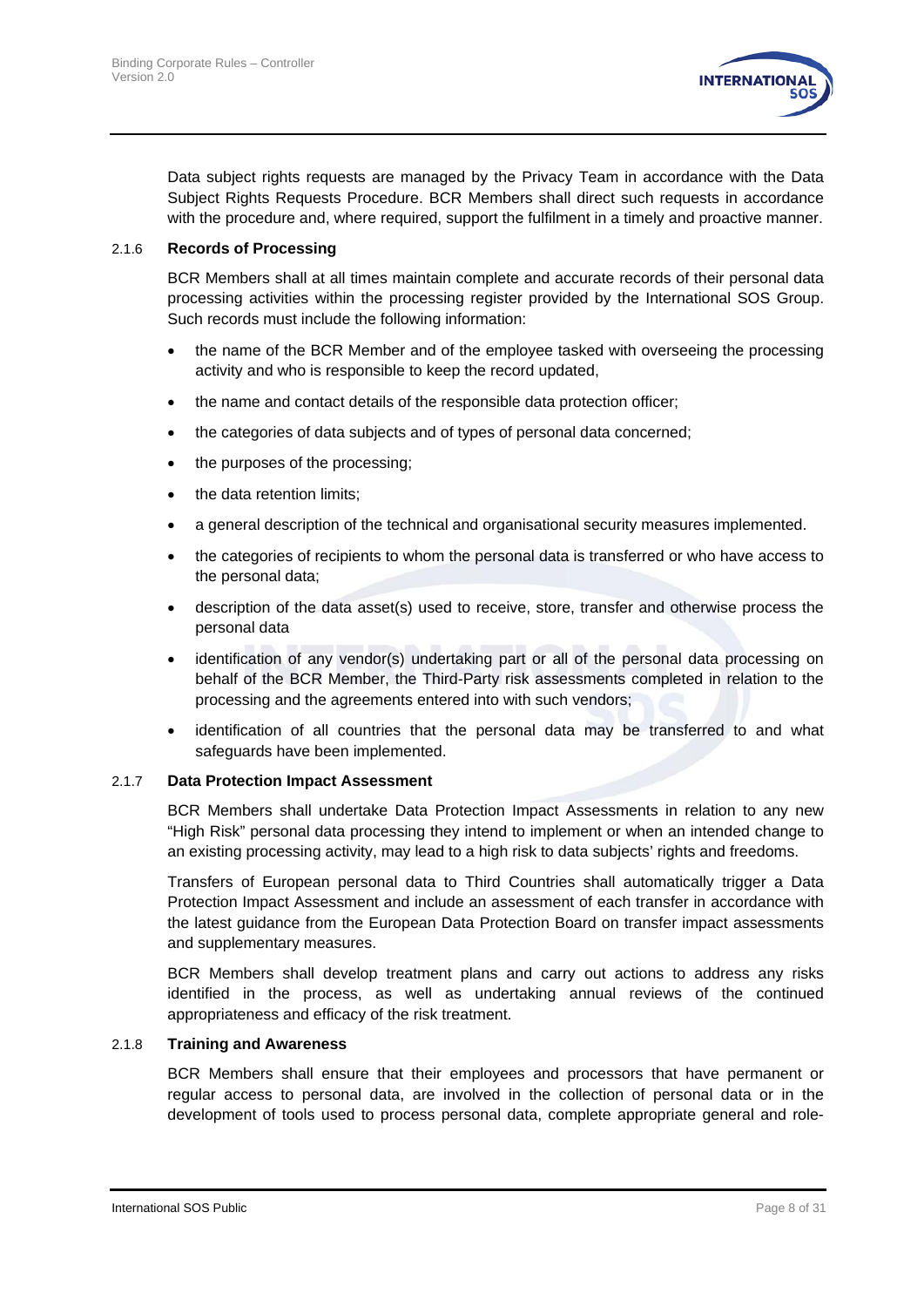Data subject rights requests are managed by the Privacy Team in accordance with the Data Subject Rights Requests Procedure. BCR Members shall direct such requests in accordance with the procedure and, where required, support the fulfilment in a timely and proactive manner.

### 2.1.6 Records of Processing

BCR Members shall at all times maintain complete and accurate records of their personal data processing activities within the processing register provided by the International SOS Group. Such records must include the following information:

- the name of the BCR Member and of the employee tasked with overseeing the processing activity and who is responsible to keep the record updated,
- the name and contact details of the responsible data protection officer;
- the categories of data subjects and of types of personal data concerned;
- the purposes of the processing;
- the data retention limits;
- a general description of the technical and organisational security measures implemented.
- the categories of recipients to whom the personal data is transferred or who have access to the personal data;
- description of the data asset(s) used to receive, store, transfer and otherwise process the personal data
- identification of any vendor(s) undertaking part or all of the personal data processing on behalf of the BCR Member, the Third-Party risk assessments completed in relation to the processing and the agreements entered into with such vendors;
- identification of all countries that the personal data may be transferred to and what safeguards have been implemented.

### 2.1.7 Data Protection Impact Assessment

BCR Members shall undertake Data Protection Impact Assessments in relation to any new "High Risk" personal data processing they intend to implement or when an intended change to an existing processing activity, may lead to a high risk to data subjects' rights and freedoms.

Transfers of European personal data to Third Countries shall automatically trigger a Data Protection Impact Assessment and include an assessment of each transfer in accordance with the latest guidance from the European Data Protection Board on transfer impact assessments and supplementary measures.

BCR Members shall develop treatment plans and carry out actions to address any risks identified in the process, as well as undertaking annual reviews of the continued appropriateness and efficacy of the risk treatment.

### 2.1.8 Training and Awareness

BCR Members shall ensure that their employees and processors that have permanent or regular access to personal data, are involved in the collection of personal data or in the development of tools used to process personal data, complete appropriate general and role-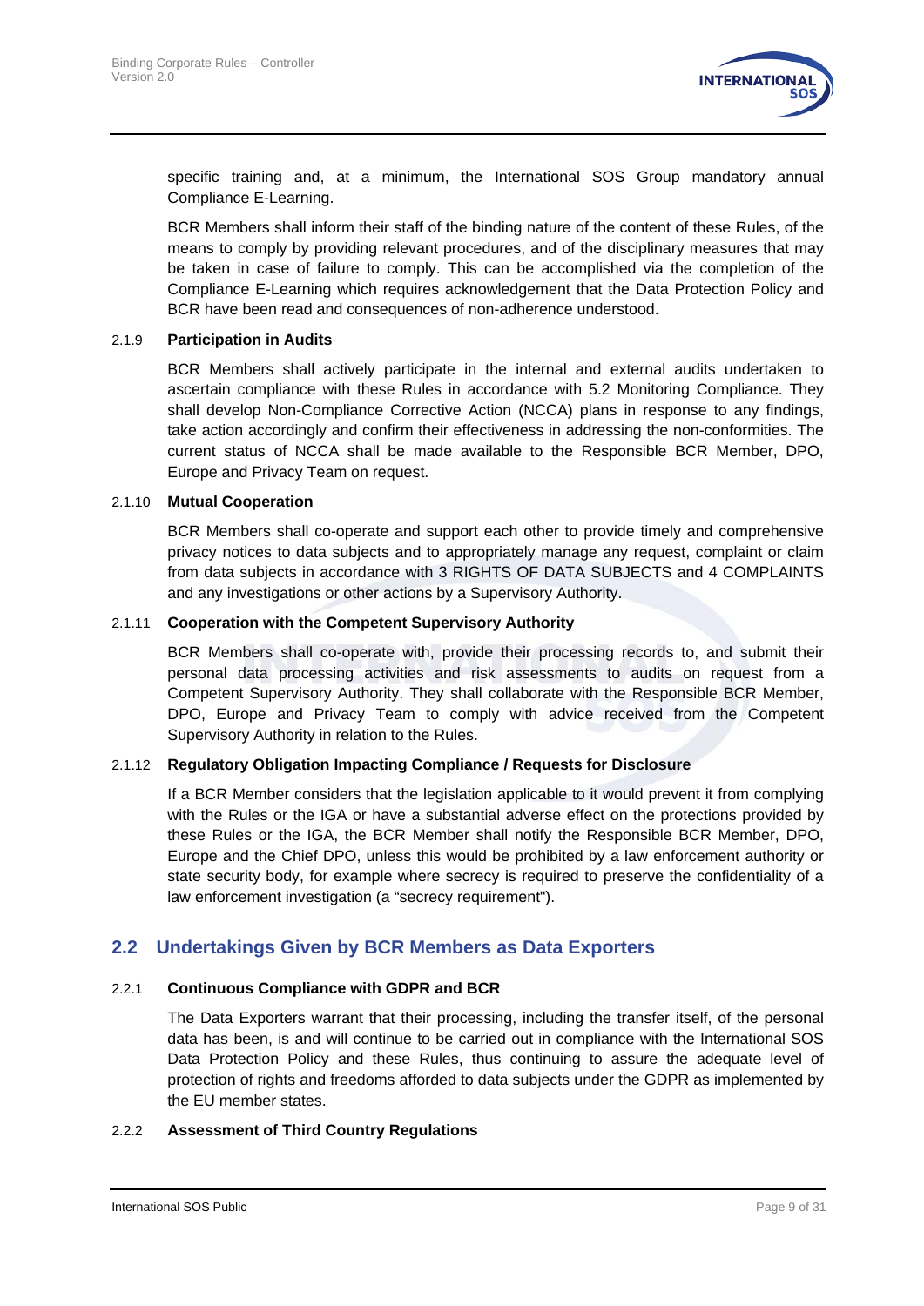specific training and, at a minimum, the International SOS Group mandatory annual Compliance E-Learning.

BCR Members shall inform their staff of the binding nature of the content of these Rules, of the means to comply by providing relevant procedures, and of the disciplinary measures that may be taken in case of failure to comply. This can be accomplished via the completion of the Compliance E-Learning which requires acknowledgement that the Data Protection Policy and BCR have been read and consequences of non-adherence understood.

#### 2.1.9 **Participation in Audits**

BCR Members shall actively participate in the internal and external audits undertaken to ascertain compliance with these Rules in accordance with 5.2 Monitoring Compliance. They shall develop Non-Compliance Corrective Action (NCCA) plans in response to any findings, take action accordingly and confirm their effectiveness in addressing the non-conformities. The current status of NCCA shall be made available to the Responsible BCR Member, DPO, Europe and Privacy Team on request.

#### 2.1.10 **Mutual Cooperation**

BCR Members shall co-operate and support each other to provide timely and comprehensive privacy notices to data subjects and to appropriately manage any request, complaint or claim from data subjects in accordance with 3 RIGHTS OF DATA SUBJECTS and 4 COMPLAINTS and any investigations or other actions by a Supervisory Authority.

#### 2.1.11 **Cooperation with the Competent Supervisory Authority**

BCR Members shall co-operate with, provide their processing records to, and submit their personal data processing activities and risk assessments to audits on request from a Competent Supervisory Authority. They shall collaborate with the Responsible BCR Member, DPO, Europe and Privacy Team to comply with advice received from the Competent Supervisory Authority in relation to the Rules.

#### 2.1.12 **Regulatory Obligation Impacting Compliance / Requests for Disclosure**

If a BCR Member considers that the legislation applicable to it would prevent it from complying with the Rules or the IGA or have a substantial adverse effect on the protections provided by these Rules or the IGA, the BCR Member shall notify the Responsible BCR Member, DPO, Europe and the Chief DPO, unless this would be prohibited by a law enforcement authority or state security body, for example where secrecy is required to preserve the confidentiality of a law enforcement investigation (a "secrecy requirement").

## 2.2 Undertakings Given by BCR Members as Data Exporters

#### 2.2.1 **Continuous Compliance with GDPR and BCR**

The Data Exporters warrant that their processing, including the transfer itself, of the personal data has been, is and will continue to be carried out in compliance with the International SOS Data Protection Policy and these Rules, thus continuing to assure the adequate level of protection of rights and freedoms afforded to data subjects under the GDPR as implemented by the EU member states.

#### 2.2.2 **Assessment of Third Country Regulations**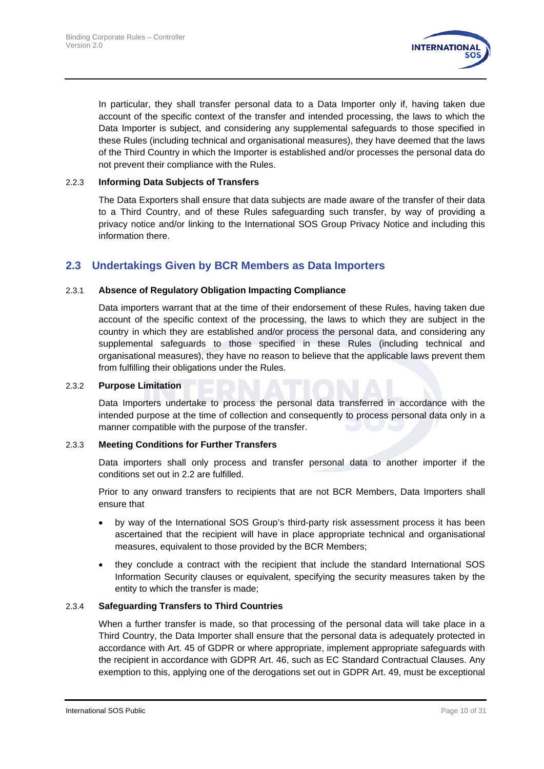In particular, they shall transfer personal data to a Data Importer only if, having taken due account of the specific context of the transfer and intended processing, the laws to which the Data Importer is subject, and considering any supplemental safeguards to those specified in these Rules (including technical and organisational measures), they have deemed that the laws of the Third Country in which the Importer is established and/or processes the personal data do not prevent their compliance with the Rules.

#### 2.2.3 Informing Data Subjects of Transfers

The Data Exporters shall ensure that data subjects are made aware of the transfer of their data to a Third Country, and of these Rules safeguarding such transfer, by way of providing a privacy notice and/or linking to the International SOS Group Privacy Notice and including this information there.

## 2.3 Undertakings Given by BCR Members as Data Importers

#### 2.3.1 Absence of Regulatory Obligation Impacting Compliance

Data importers warrant that at the time of their endorsement of these Rules, having taken due account of the specific context of the processing, the laws to which they are subject in the country in which they are established and/or process the personal data, and considering any supplemental safeguards to those specified in these Rules (including technical and organisational measures), they have no reason to believe that the applicable laws prevent them from fulfilling their obligations under the Rules.

#### 2.3.2 Purpose Limitation

Data Importers undertake to process the personal data transferred in accordance with the intended purpose at the time of collection and consequently to process personal data only in a manner compatible with the purpose of the transfer.

#### 2.3.3 Meeting Conditions for Further Transfers

Data importers shall only process and transfer personal data to another importer if the conditions set out in 2.2 are fulfilled.

Prior to any onward transfers to recipients that are not BCR Members, Data Importers shall ensure that

- by way of the International SOS Group's third-party risk assessment process it has been ascertained that the recipient will have in place appropriate technical and organisational measures, equivalent to those provided by the BCR Members;
- they conclude a contract with the recipient that include the standard International SOS Information Security clauses or equivalent, specifying the security measures taken by the entity to which the transfer is made;

#### 2.3.4 Safeguarding Transfers to Third Countries

When a further transfer is made, so that processing of the personal data will take place in a Third Country, the Data Importer shall ensure that the personal data is adequately protected in accordance with Art. 45 of GDPR or where appropriate, implement appropriate safeguards with the recipient in accordance with GDPR Art. 46, such as EC Standard Contractual Clauses. Any exemption to this, applying one of the derogations set out in GDPR Art. 49, must be exceptional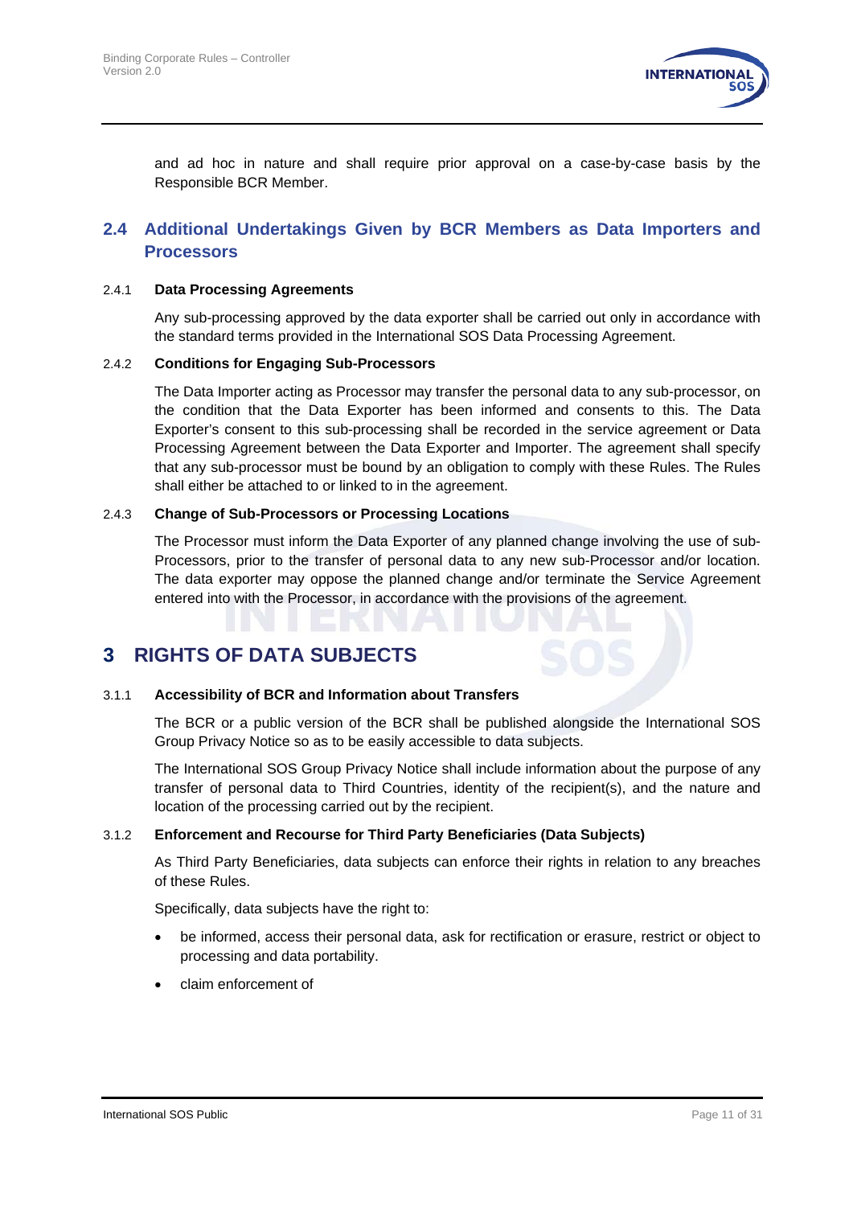and ad hoc in nature and shall require prior approval on a case-by-case basis by the Responsible BCR Member.

## 2.4 Additional Undertakings Given by BCR Members as Data Importers and Processors

### 2.4.1 Data Processing Agreements

Any sub-processing approved by the data exporter shall be carried out only in accordance with the standard terms provided in the International SOS Data Processing Agreement.

### 2.4.2 Conditions for Engaging Sub-Processors

The Data Importer acting as Processor may transfer the personal data to any sub-processor, on the condition that the Data Exporter has been informed and consents to this. The Data Exporter's consent to this sub-processing shall be recorded in the service agreement or Data Processing Agreement between the Data Exporter and Importer. The agreement shall specify that any sub-processor must be bound by an obligation to comply with these Rules. The Rules shall either be attached to or linked to in the agreement.

### 2.4.3 Change of Sub-Processors or Processing Locations

The Processor must inform the Data Exporter of any planned change involving the use of sub-Processors, prior to the transfer of personal data to any new sub-Processor and/or location. The data exporter may oppose the planned change and/or terminate the Service Agreement entered into with the Processor, in accordance with the provisions of the agreement.

# 3 RIGHTS OF DATA SUBJECTS

### 3.1.1 Accessibility of BCR and Information about Transfers

The BCR or a public version of the BCR shall be published alongside the International SOS Group Privacy Notice so as to be easily accessible to data subjects.

The International SOS Group Privacy Notice shall include information about the purpose of any transfer of personal data to Third Countries, identity of the recipient(s), and the nature and location of the processing carried out by the recipient.

### 3.1.2 Enforcement and Recourse for Third Party Beneficiaries (Data Subjects)

As Third Party Beneficiaries, data subjects can enforce their rights in relation to any breaches of these Rules.

Specifically, data subjects have the right to:

- be informed, access their personal data, ask for rectification or erasure, restrict or object to processing and data portability.
- claim enforcement of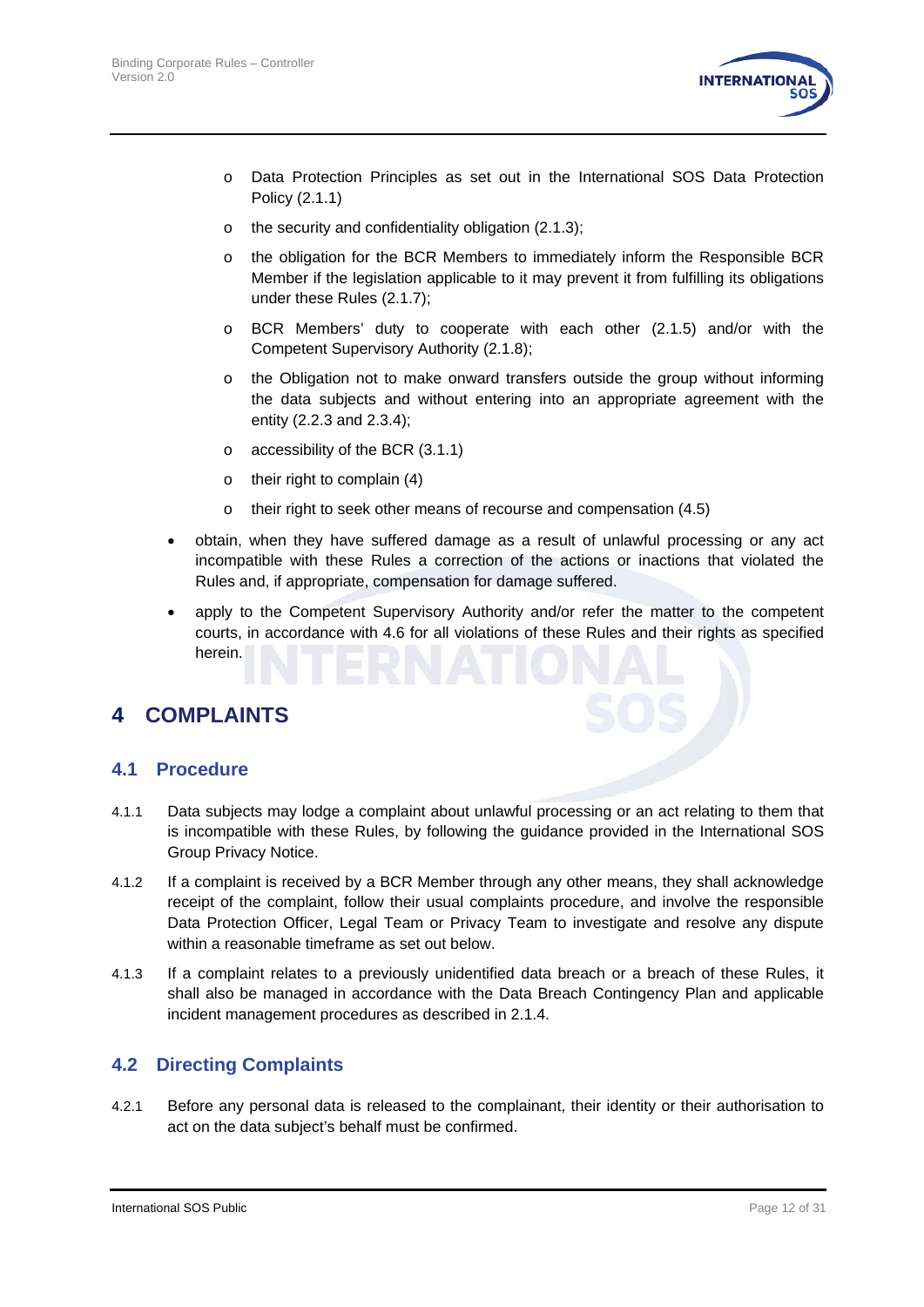- Data Protection Principles as set out in the International SOS Data Protection Policy (2.1.1)
  - the security and confidentiality obligation (2.1.3);
  - the obligation for the BCR Members to immediately inform the Responsible BCR Member if the legislation applicable to it may prevent it from fulfilling its obligations under these Rules (2.1.7);
  - BCR Members' duty to cooperate with each other (2.1.5) and/or with the Competent Supervisory Authority (2.1.8);
  - the Obligation not to make onward transfers outside the group without informing the data subjects and without entering into an appropriate agreement with the entity (2.2.3 and 2.3.4);
  - accessibility of the BCR (3.1.1)
  - their right to complain (4)
  - their right to seek other means of recourse and compensation (4.5)
- obtain, when they have suffered damage as a result of unlawful processing or any act incompatible with these Rules a correction of the actions or inactions that violated the Rules and, if appropriate, compensation for damage suffered.
- apply to the Competent Supervisory Authority and/or refer the matter to the competent courts, in accordance with 4.6 for all violations of these Rules and their rights as specified herein.

# 4 COMPLAINTS

## 4.1 Procedure

4.1.1 Data subjects may lodge a complaint about unlawful processing or an act relating to them that is incompatible with these Rules, by following the guidance provided in the International SOS Group Privacy Notice.

4.1.2 If a complaint is received by a BCR Member through any other means, they shall acknowledge receipt of the complaint, follow their usual complaints procedure, and involve the responsible Data Protection Officer, Legal Team or Privacy Team to investigate and resolve any dispute within a reasonable timeframe as set out below.

4.1.3 If a complaint relates to a previously unidentified data breach or a breach of these Rules, it shall also be managed in accordance with the Data Breach Contingency Plan and applicable incident management procedures as described in 2.1.4.

## 4.2 Directing Complaints

4.2.1 Before any personal data is released to the complainant, their identity or their authorisation to act on the data subject's behalf must be confirmed.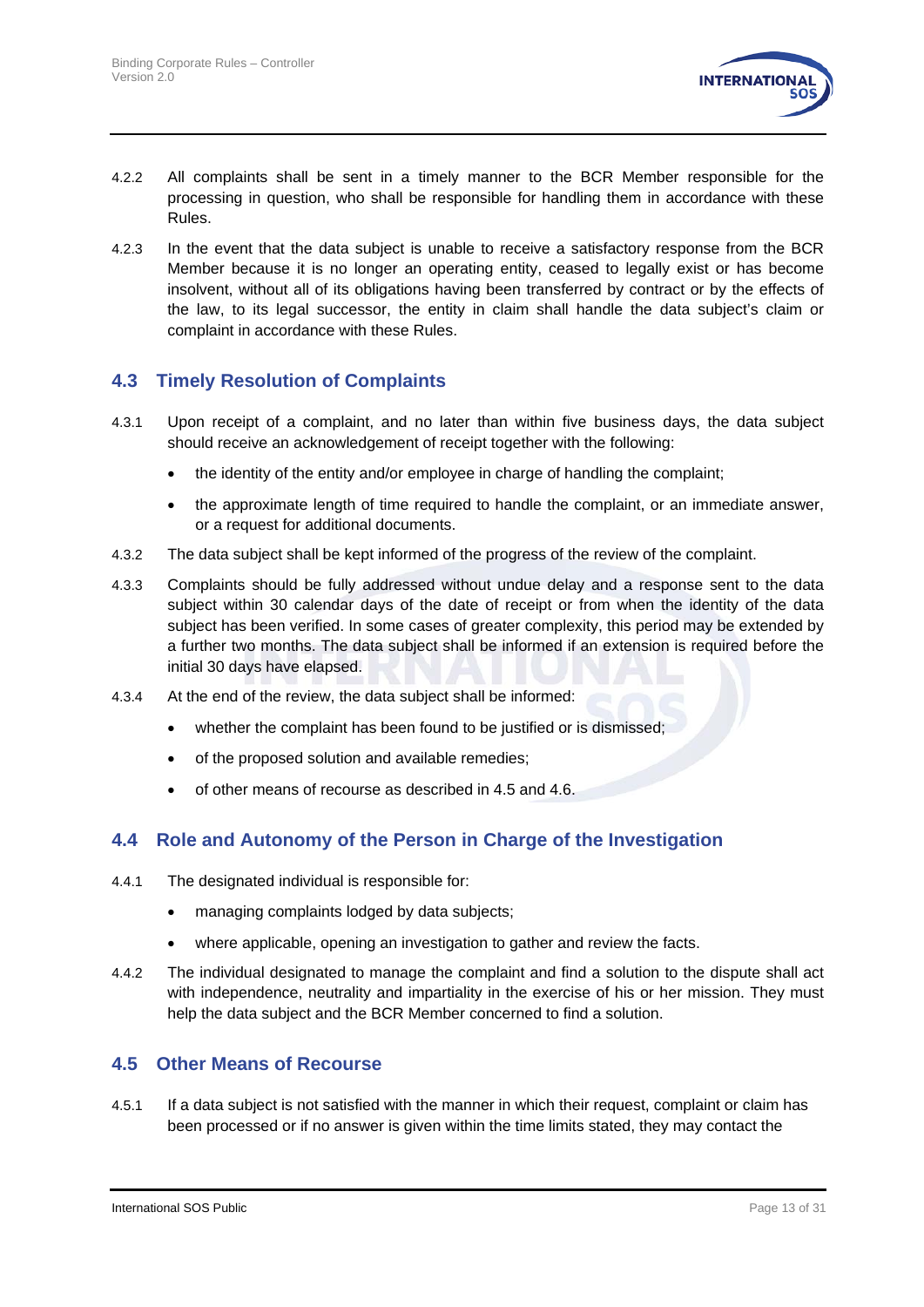4.2.2 All complaints shall be sent in a timely manner to the BCR Member responsible for the processing in question, who shall be responsible for handling them in accordance with these Rules.

4.2.3 In the event that the data subject is unable to receive a satisfactory response from the BCR Member because it is no longer an operating entity, ceased to legally exist or has become insolvent, without all of its obligations having been transferred by contract or by the effects of the law, to its legal successor, the entity in claim shall handle the data subject's claim or complaint in accordance with these Rules.

## 4.3 Timely Resolution of Complaints

4.3.1 Upon receipt of a complaint, and no later than within five business days, the data subject should receive an acknowledgement of receipt together with the following:

- the identity of the entity and/or employee in charge of handling the complaint;
- the approximate length of time required to handle the complaint, or an immediate answer, or a request for additional documents.

4.3.2 The data subject shall be kept informed of the progress of the review of the complaint.

4.3.3 Complaints should be fully addressed without undue delay and a response sent to the data subject within 30 calendar days of the date of receipt or from when the identity of the data subject has been verified. In some cases of greater complexity, this period may be extended by a further two months. The data subject shall be informed if an extension is required before the initial 30 days have elapsed.

4.3.4 At the end of the review, the data subject shall be informed:

- whether the complaint has been found to be justified or is dismissed;
- of the proposed solution and available remedies;
- of other means of recourse as described in 4.5 and 4.6.

## 4.4 Role and Autonomy of the Person in Charge of the Investigation

4.4.1 The designated individual is responsible for:

- managing complaints lodged by data subjects;
- where applicable, opening an investigation to gather and review the facts.

4.4.2 The individual designated to manage the complaint and find a solution to the dispute shall act with independence, neutrality and impartiality in the exercise of his or her mission. They must help the data subject and the BCR Member concerned to find a solution.

## 4.5 Other Means of Recourse

4.5.1 If a data subject is not satisfied with the manner in which their request, complaint or claim has been processed or if no answer is given within the time limits stated, they may contact the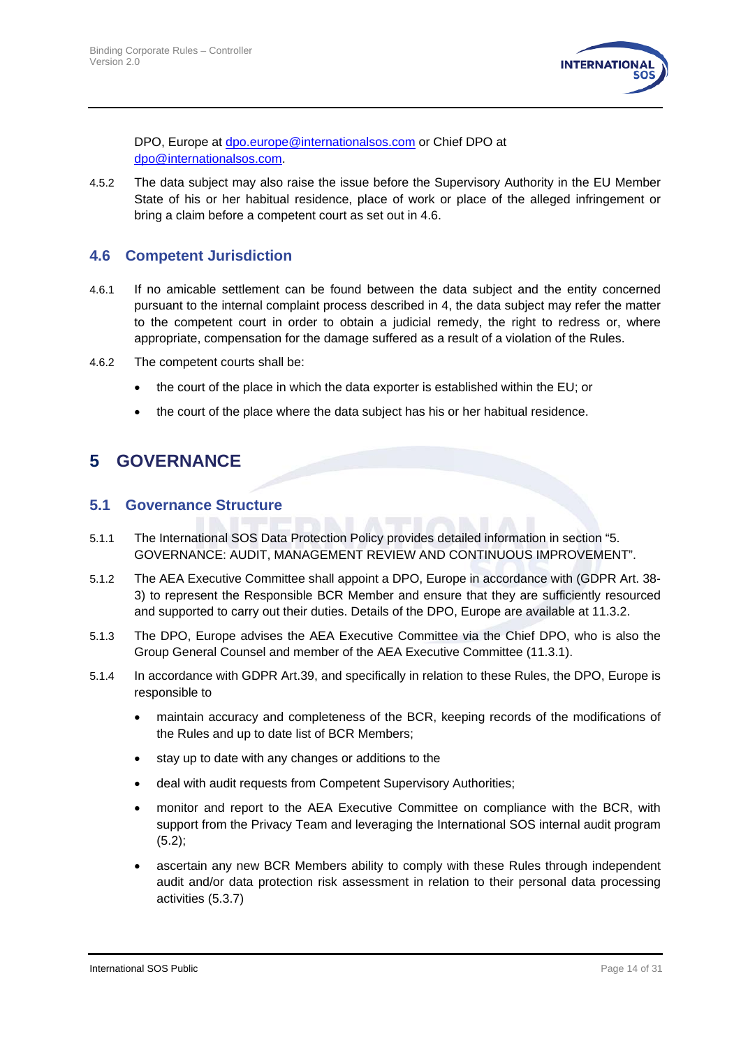DPO, Europe at dpo.europe@internationalsos.com or Chief DPO at dpo@internationalsos.com.

4.5.2 The data subject may also raise the issue before the Supervisory Authority in the EU Member State of his or her habitual residence, place of work or place of the alleged infringement or bring a claim before a competent court as set out in 4.6.

## 4.6 Competent Jurisdiction

4.6.1 If no amicable settlement can be found between the data subject and the entity concerned pursuant to the internal complaint process described in 4, the data subject may refer the matter to the competent court in order to obtain a judicial remedy, the right to redress or, where appropriate, compensation for the damage suffered as a result of a violation of the Rules.

4.6.2 The competent courts shall be:

- the court of the place in which the data exporter is established within the EU; or
- the court of the place where the data subject has his or her habitual residence.

# 5 GOVERNANCE

## 5.1 Governance Structure

5.1.1 The International SOS Data Protection Policy provides detailed information in section "5. GOVERNANCE: AUDIT, MANAGEMENT REVIEW AND CONTINUOUS IMPROVEMENT".

5.1.2 The AEA Executive Committee shall appoint a DPO, Europe in accordance with (GDPR Art. 38-3) to represent the Responsible BCR Member and ensure that they are sufficiently resourced and supported to carry out their duties. Details of the DPO, Europe are available at 11.3.2.

5.1.3 The DPO, Europe advises the AEA Executive Committee via the Chief DPO, who is also the Group General Counsel and member of the AEA Executive Committee (11.3.1).

5.1.4 In accordance with GDPR Art.39, and specifically in relation to these Rules, the DPO, Europe is responsible to

- maintain accuracy and completeness of the BCR, keeping records of the modifications of the Rules and up to date list of BCR Members;
- stay up to date with any changes or additions to the
- deal with audit requests from Competent Supervisory Authorities;
- monitor and report to the AEA Executive Committee on compliance with the BCR, with support from the Privacy Team and leveraging the International SOS internal audit program (5.2);
- ascertain any new BCR Members ability to comply with these Rules through independent audit and/or data protection risk assessment in relation to their personal data processing activities (5.3.7)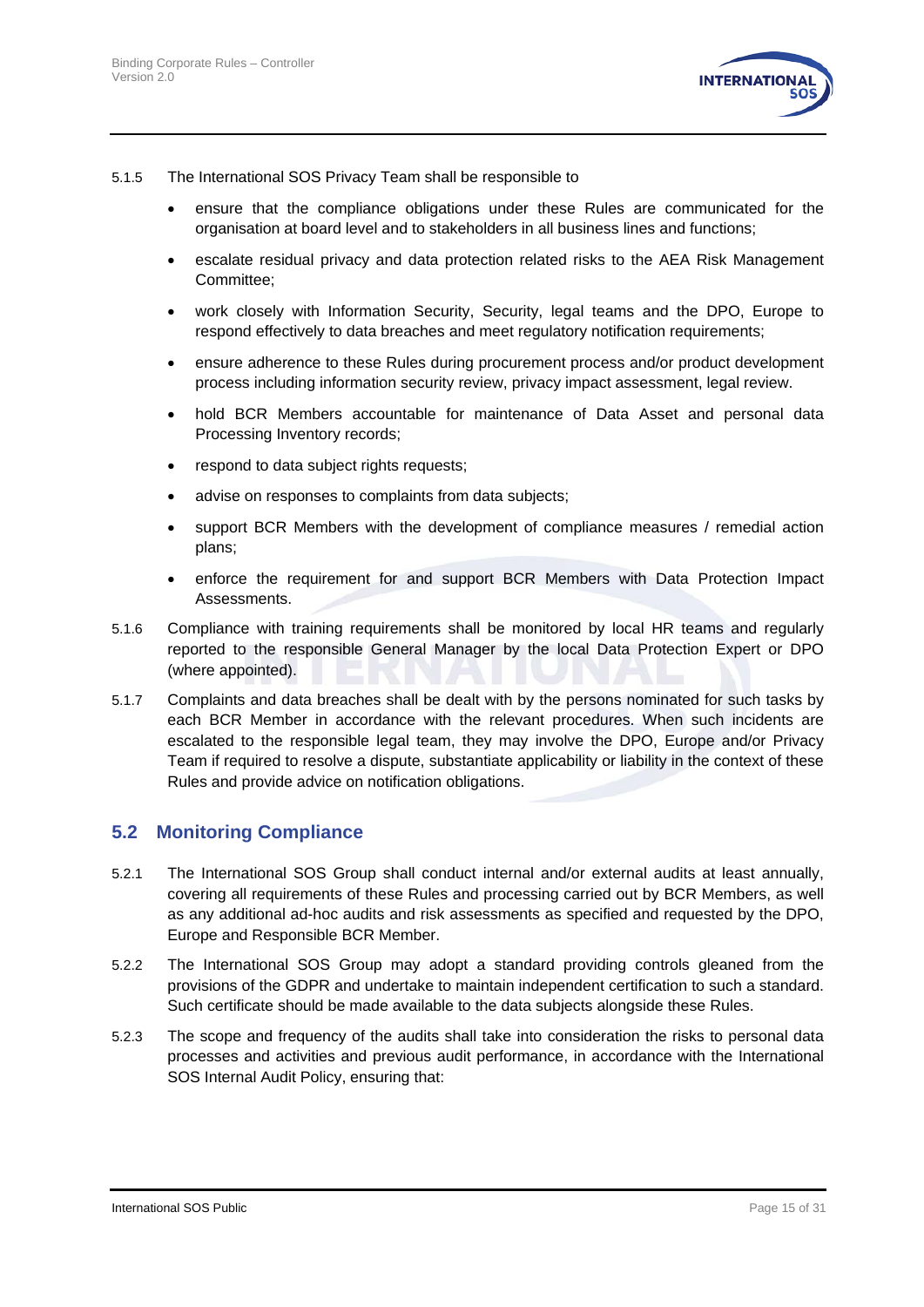5.1.5 The International SOS Privacy Team shall be responsible to

- ensure that the compliance obligations under these Rules are communicated for the organisation at board level and to stakeholders in all business lines and functions;
- escalate residual privacy and data protection related risks to the AEA Risk Management Committee;
- work closely with Information Security, Security, legal teams and the DPO, Europe to respond effectively to data breaches and meet regulatory notification requirements;
- ensure adherence to these Rules during procurement process and/or product development process including information security review, privacy impact assessment, legal review.
- hold BCR Members accountable for maintenance of Data Asset and personal data Processing Inventory records;
- respond to data subject rights requests;
- advise on responses to complaints from data subjects;
- support BCR Members with the development of compliance measures / remedial action plans;
- enforce the requirement for and support BCR Members with Data Protection Impact Assessments.

5.1.6 Compliance with training requirements shall be monitored by local HR teams and regularly reported to the responsible General Manager by the local Data Protection Expert or DPO (where appointed).

5.1.7 Complaints and data breaches shall be dealt with by the persons nominated for such tasks by each BCR Member in accordance with the relevant procedures. When such incidents are escalated to the responsible legal team, they may involve the DPO, Europe and/or Privacy Team if required to resolve a dispute, substantiate applicability or liability in the context of these Rules and provide advice on notification obligations.

## 5.2 Monitoring Compliance

5.2.1 The International SOS Group shall conduct internal and/or external audits at least annually, covering all requirements of these Rules and processing carried out by BCR Members, as well as any additional ad-hoc audits and risk assessments as specified and requested by the DPO, Europe and Responsible BCR Member.

5.2.2 The International SOS Group may adopt a standard providing controls gleaned from the provisions of the GDPR and undertake to maintain independent certification to such a standard. Such certificate should be made available to the data subjects alongside these Rules.

5.2.3 The scope and frequency of the audits shall take into consideration the risks to personal data processes and activities and previous audit performance, in accordance with the International SOS Internal Audit Policy, ensuring that: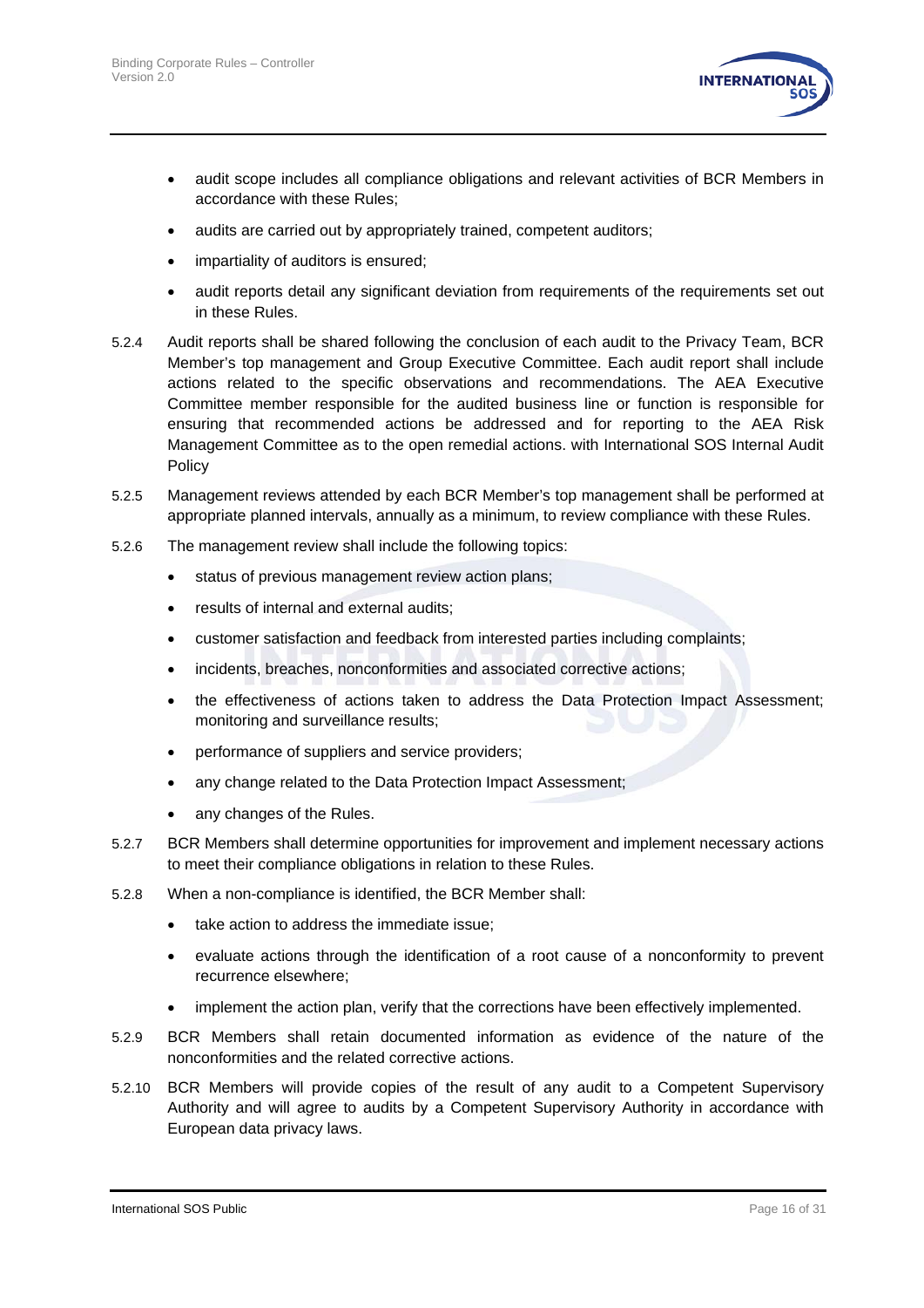- audit scope includes all compliance obligations and relevant activities of BCR Members in accordance with these Rules;
- audits are carried out by appropriately trained, competent auditors;
- impartiality of auditors is ensured;
- audit reports detail any significant deviation from requirements of the requirements set out in these Rules.

5.2.4 Audit reports shall be shared following the conclusion of each audit to the Privacy Team, BCR Member's top management and Group Executive Committee. Each audit report shall include actions related to the specific observations and recommendations. The AEA Executive Committee member responsible for the audited business line or function is responsible for ensuring that recommended actions be addressed and for reporting to the AEA Risk Management Committee as to the open remedial actions. with International SOS Internal Audit Policy

5.2.5 Management reviews attended by each BCR Member's top management shall be performed at appropriate planned intervals, annually as a minimum, to review compliance with these Rules.

5.2.6 The management review shall include the following topics:

- status of previous management review action plans;
- results of internal and external audits;
- customer satisfaction and feedback from interested parties including complaints;
- incidents, breaches, nonconformities and associated corrective actions;
- the effectiveness of actions taken to address the Data Protection Impact Assessment; monitoring and surveillance results;
- performance of suppliers and service providers;
- any change related to the Data Protection Impact Assessment;
- any changes of the Rules.

5.2.7 BCR Members shall determine opportunities for improvement and implement necessary actions to meet their compliance obligations in relation to these Rules.

5.2.8 When a non-compliance is identified, the BCR Member shall:

- take action to address the immediate issue;
- evaluate actions through the identification of a root cause of a nonconformity to prevent recurrence elsewhere;
- implement the action plan, verify that the corrections have been effectively implemented.

5.2.9 BCR Members shall retain documented information as evidence of the nature of the nonconformities and the related corrective actions.

5.2.10 BCR Members will provide copies of the result of any audit to a Competent Supervisory Authority and will agree to audits by a Competent Supervisory Authority in accordance with European data privacy laws.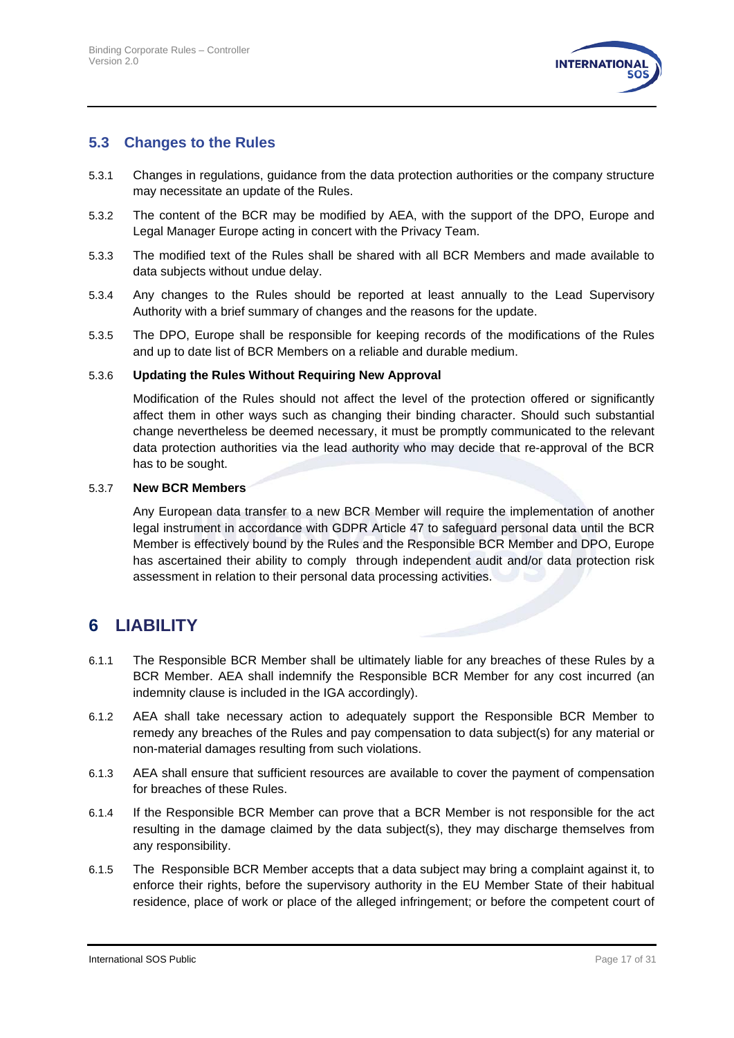## 5.3 Changes to the Rules

5.3.1 Changes in regulations, guidance from the data protection authorities or the company structure may necessitate an update of the Rules.

5.3.2 The content of the BCR may be modified by AEA, with the support of the DPO, Europe and Legal Manager Europe acting in concert with the Privacy Team.

5.3.3 The modified text of the Rules shall be shared with all BCR Members and made available to data subjects without undue delay.

5.3.4 Any changes to the Rules should be reported at least annually to the Lead Supervisory Authority with a brief summary of changes and the reasons for the update.

5.3.5 The DPO, Europe shall be responsible for keeping records of the modifications of the Rules and up to date list of BCR Members on a reliable and durable medium.

5.3.6 **Updating the Rules Without Requiring New Approval**

Modification of the Rules should not affect the level of the protection offered or significantly affect them in other ways such as changing their binding character. Should such substantial change nevertheless be deemed necessary, it must be promptly communicated to the relevant data protection authorities via the lead authority who may decide that re-approval of the BCR has to be sought.

5.3.7 **New BCR Members**

Any European data transfer to a new BCR Member will require the implementation of another legal instrument in accordance with GDPR Article 47 to safeguard personal data until the BCR Member is effectively bound by the Rules and the Responsible BCR Member and DPO, Europe has ascertained their ability to comply through independent audit and/or data protection risk assessment in relation to their personal data processing activities.

# 6 LIABILITY

6.1.1 The Responsible BCR Member shall be ultimately liable for any breaches of these Rules by a BCR Member. AEA shall indemnify the Responsible BCR Member for any cost incurred (an indemnity clause is included in the IGA accordingly).

6.1.2 AEA shall take necessary action to adequately support the Responsible BCR Member to remedy any breaches of the Rules and pay compensation to data subject(s) for any material or non-material damages resulting from such violations.

6.1.3 AEA shall ensure that sufficient resources are available to cover the payment of compensation for breaches of these Rules.

6.1.4 If the Responsible BCR Member can prove that a BCR Member is not responsible for the act resulting in the damage claimed by the data subject(s), they may discharge themselves from any responsibility.

6.1.5 The Responsible BCR Member accepts that a data subject may bring a complaint against it, to enforce their rights, before the supervisory authority in the EU Member State of their habitual residence, place of work or place of the alleged infringement; or before the competent court of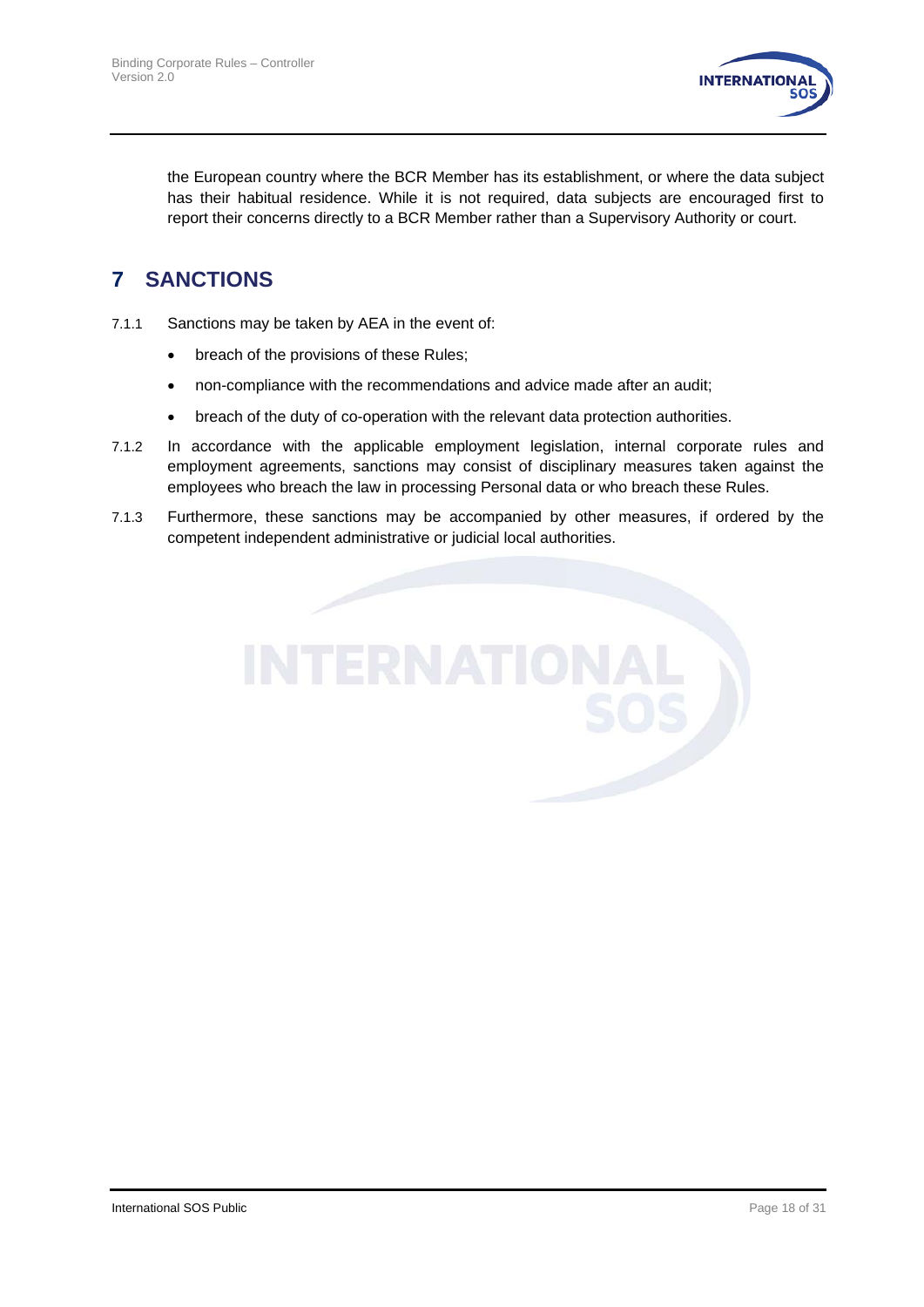the European country where the BCR Member has its establishment, or where the data subject has their habitual residence. While it is not required, data subjects are encouraged first to report their concerns directly to a BCR Member rather than a Supervisory Authority or court.

# 7 SANCTIONS

7.1.1 Sanctions may be taken by AEA in the event of:

- breach of the provisions of these Rules;
- non-compliance with the recommendations and advice made after an audit;
- breach of the duty of co-operation with the relevant data protection authorities.

7.1.2 In accordance with the applicable employment legislation, internal corporate rules and employment agreements, sanctions may consist of disciplinary measures taken against the employees who breach the law in processing Personal data or who breach these Rules.

7.1.3 Furthermore, these sanctions may be accompanied by other measures, if ordered by the competent independent administrative or judicial local authorities.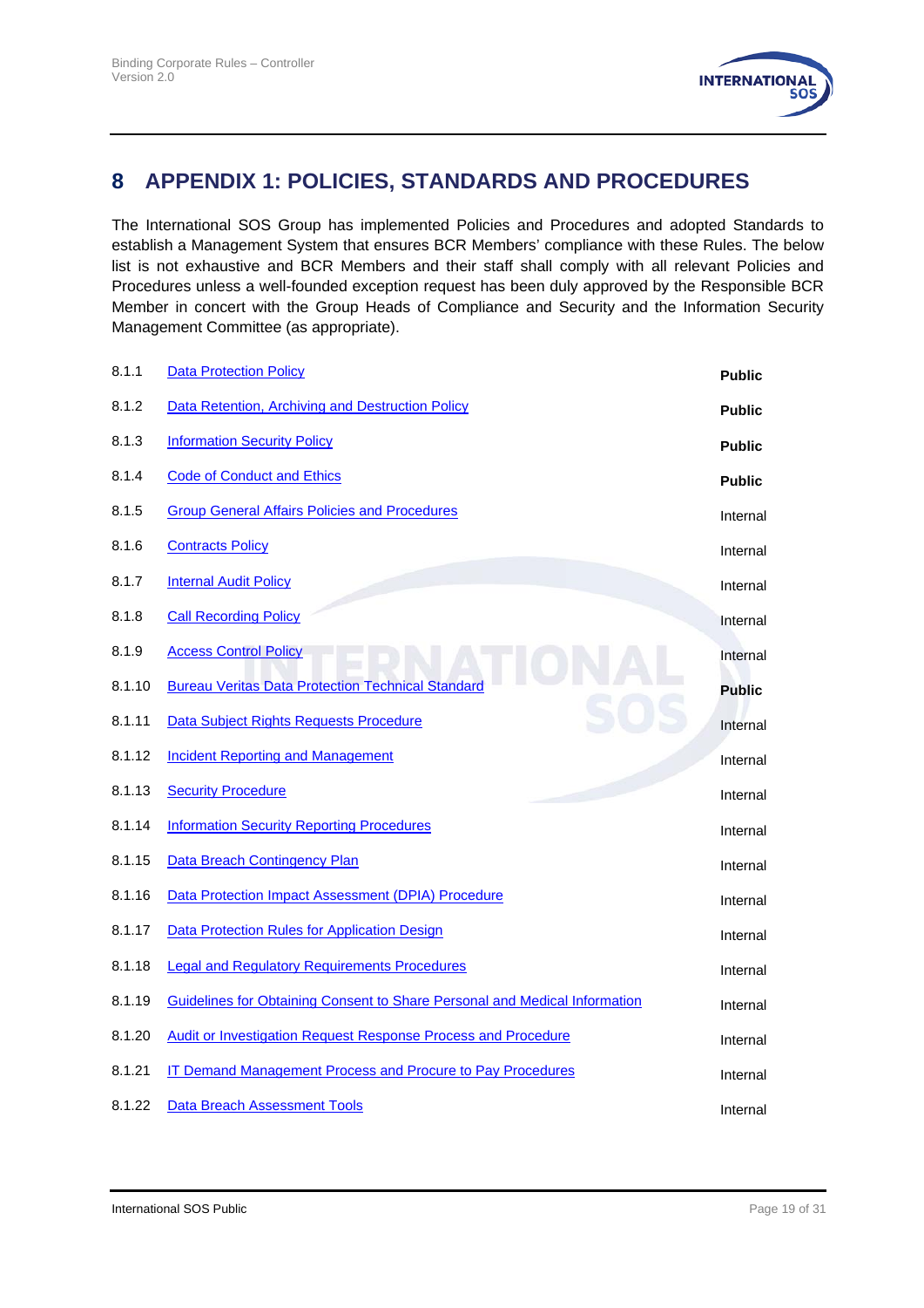# 8 APPENDIX 1: POLICIES, STANDARDS AND PROCEDURES

The International SOS Group has implemented Policies and Procedures and adopted Standards to establish a Management System that ensures BCR Members' compliance with these Rules. The below list is not exhaustive and BCR Members and their staff shall comply with all relevant Policies and Procedures unless a well-founded exception request has been duly approved by the Responsible BCR Member in concert with the Group Heads of Compliance and Security and the Information Security Management Committee (as appropriate).

| | | |
|---|---|---|
| 8.1.1 | Data Protection Policy | **Public** |
| 8.1.2 | Data Retention, Archiving and Destruction Policy | **Public** |
| 8.1.3 | Information Security Policy | **Public** |
| 8.1.4 | Code of Conduct and Ethics | **Public** |
| 8.1.5 | Group General Affairs Policies and Procedures | Internal |
| 8.1.6 | Contracts Policy | Internal |
| 8.1.7 | Internal Audit Policy | Internal |
| 8.1.8 | Call Recording Policy | Internal |
| 8.1.9 | Access Control Policy | Internal |
| 8.1.10 | Bureau Veritas Data Protection Technical Standard | **Public** |
| 8.1.11 | Data Subject Rights Requests Procedure | Internal |
| 8.1.12 | Incident Reporting and Management | Internal |
| 8.1.13 | Security Procedure | Internal |
| 8.1.14 | Information Security Reporting Procedures | Internal |
| 8.1.15 | Data Breach Contingency Plan | Internal |
| 8.1.16 | Data Protection Impact Assessment (DPIA) Procedure | Internal |
| 8.1.17 | Data Protection Rules for Application Design | Internal |
| 8.1.18 | Legal and Regulatory Requirements Procedures | Internal |
| 8.1.19 | Guidelines for Obtaining Consent to Share Personal and Medical Information | Internal |
| 8.1.20 | Audit or Investigation Request Response Process and Procedure | Internal |
| 8.1.21 | IT Demand Management Process and Procure to Pay Procedures | Internal |
| 8.1.22 | Data Breach Assessment Tools | Internal |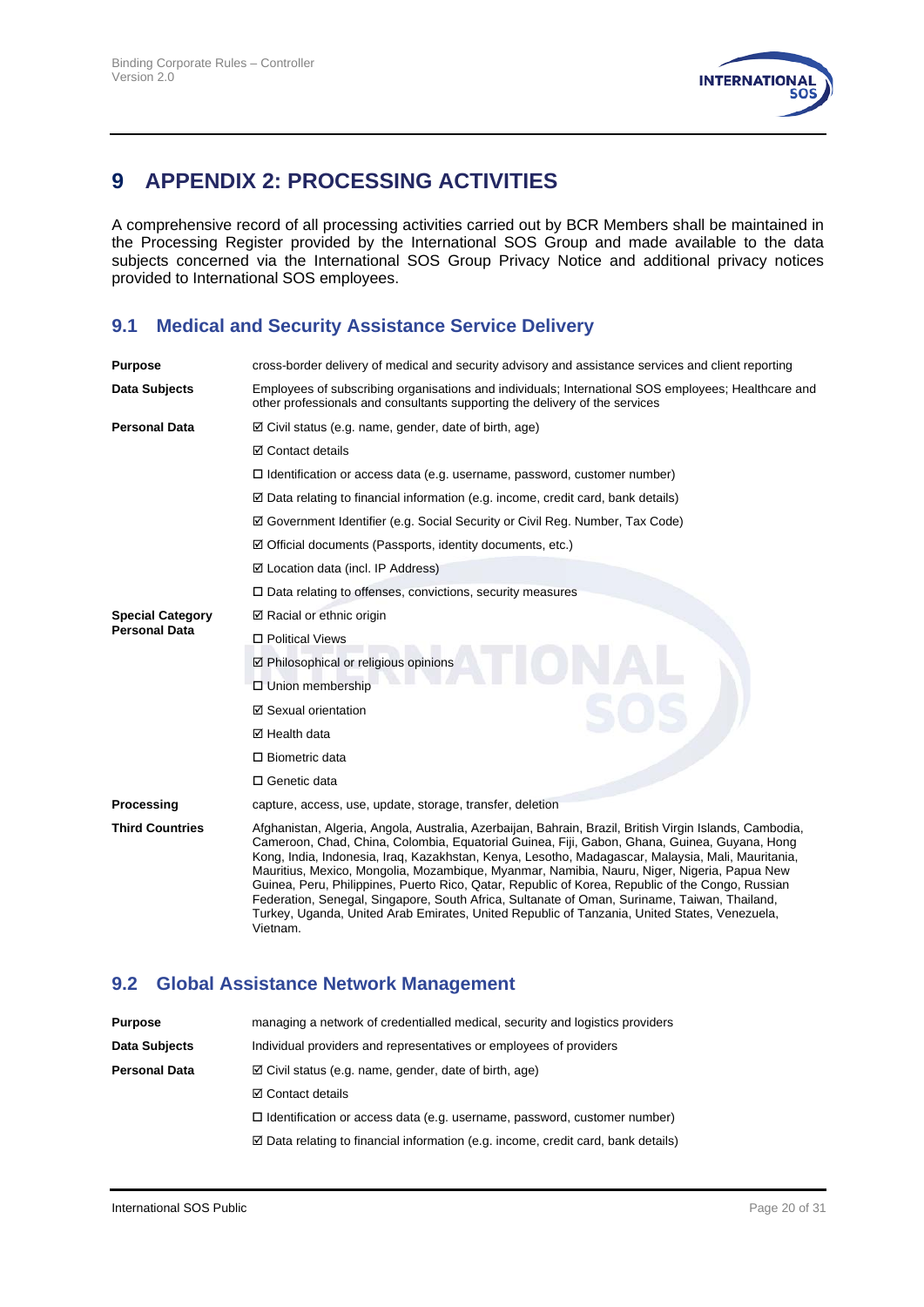# 9 APPENDIX 2: PROCESSING ACTIVITIES

A comprehensive record of all processing activities carried out by BCR Members shall be maintained in the Processing Register provided by the International SOS Group and made available to the data subjects concerned via the International SOS Group Privacy Notice and additional privacy notices provided to International SOS employees.

## 9.1 Medical and Security Assistance Service Delivery

| | |
|---|---|
| **Purpose** | cross-border delivery of medical and security advisory and assistance services and client reporting |
| **Data Subjects** | Employees of subscribing organisations and individuals; International SOS employees; Healthcare and other professionals and consultants supporting the delivery of the services |
| **Personal Data** | ☑ Civil status (e.g. name, gender, date of birth, age) |
| | ☑ Contact details |
| | ☐ Identification or access data (e.g. username, password, customer number) |
| | ☑ Data relating to financial information (e.g. income, credit card, bank details) |
| | ☑ Government Identifier (e.g. Social Security or Civil Reg. Number, Tax Code) |
| | ☑ Official documents (Passports, identity documents, etc.) |
| | ☑ Location data (incl. IP Address) |
| | ☐ Data relating to offenses, convictions, security measures |
| **Special Category Personal Data** | ☑ Racial or ethnic origin |
| | ☐ Political Views |
| | ☑ Philosophical or religious opinions |
| | ☐ Union membership |
| | ☑ Sexual orientation |
| | ☑ Health data |
| | ☐ Biometric data |
| | ☐ Genetic data |
| **Processing** | capture, access, use, update, storage, transfer, deletion |
| **Third Countries** | Afghanistan, Algeria, Angola, Australia, Azerbaijan, Bahrain, Brazil, British Virgin Islands, Cambodia, Cameroon, Chad, China, Colombia, Equatorial Guinea, Fiji, Gabon, Ghana, Guinea, Guyana, Hong Kong, India, Indonesia, Iraq, Kazakhstan, Kenya, Lesotho, Madagascar, Malaysia, Mali, Mauritania, Mauritius, Mexico, Mongolia, Mozambique, Myanmar, Namibia, Nauru, Niger, Nigeria, Papua New Guinea, Peru, Philippines, Puerto Rico, Qatar, Republic of Korea, Republic of the Congo, Russian Federation, Senegal, Singapore, South Africa, Sultanate of Oman, Suriname, Taiwan, Thailand, Turkey, Uganda, United Arab Emirates, United Republic of Tanzania, United States, Venezuela, Vietnam. |

## 9.2 Global Assistance Network Management

| | |
|---|---|
| **Purpose** | managing a network of credentialled medical, security and logistics providers |
| **Data Subjects** | Individual providers and representatives or employees of providers |
| **Personal Data** | ☑ Civil status (e.g. name, gender, date of birth, age) |
| | ☑ Contact details |
| | ☐ Identification or access data (e.g. username, password, customer number) |
| | ☑ Data relating to financial information (e.g. income, credit card, bank details) |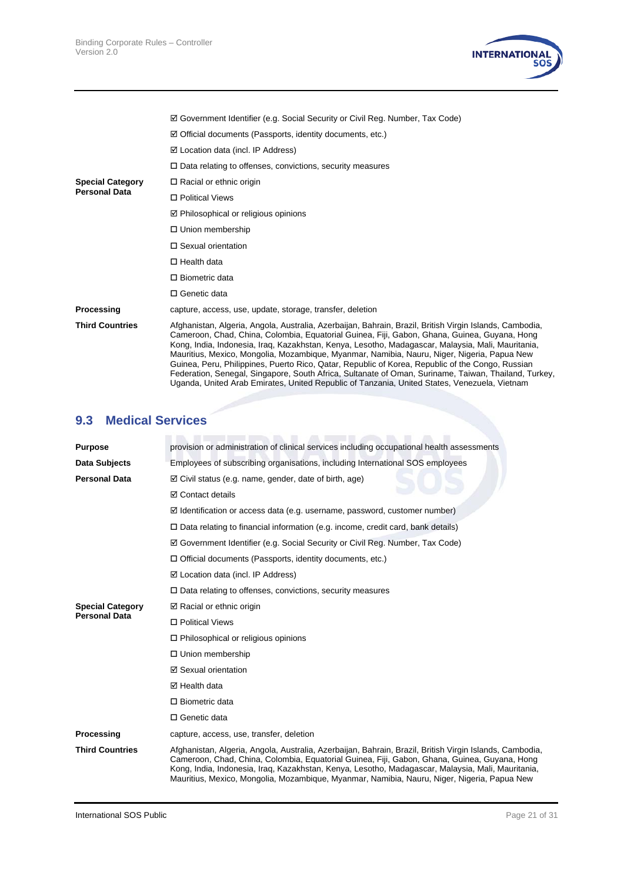| | |
|---|---|
| | ☑ Government Identifier (e.g. Social Security or Civil Reg. Number, Tax Code) |
| | ☑ Official documents (Passports, identity documents, etc.) |
| | ☑ Location data (incl. IP Address) |
| | ☐ Data relating to offenses, convictions, security measures |
| **Special Category Personal Data** | ☐ Racial or ethnic origin |
| | ☐ Political Views |
| | ☑ Philosophical or religious opinions |
| | ☐ Union membership |
| | ☐ Sexual orientation |
| | ☐ Health data |
| | ☐ Biometric data |
| | ☐ Genetic data |
| **Processing** | capture, access, use, update, storage, transfer, deletion |
| **Third Countries** | Afghanistan, Algeria, Angola, Australia, Azerbaijan, Bahrain, Brazil, British Virgin Islands, Cambodia, Cameroon, Chad, China, Colombia, Equatorial Guinea, Fiji, Gabon, Ghana, Guinea, Guyana, Hong Kong, India, Indonesia, Iraq, Kazakhstan, Kenya, Lesotho, Madagascar, Malaysia, Mali, Mauritania, Mauritius, Mexico, Mongolia, Mozambique, Myanmar, Namibia, Nauru, Niger, Nigeria, Papua New Guinea, Peru, Philippines, Puerto Rico, Qatar, Republic of Korea, Republic of the Congo, Russian Federation, Senegal, Singapore, South Africa, Sultanate of Oman, Suriname, Taiwan, Thailand, Turkey, Uganda, United Arab Emirates, United Republic of Tanzania, United States, Venezuela, Vietnam |

## 9.3 Medical Services

| | |
|---|---|
| **Purpose** | provision or administration of clinical services including occupational health assessments |
| **Data Subjects** | Employees of subscribing organisations, including International SOS employees |
| **Personal Data** | ☑ Civil status (e.g. name, gender, date of birth, age) |
| | ☑ Contact details |
| | ☑ Identification or access data (e.g. username, password, customer number) |
| | ☐ Data relating to financial information (e.g. income, credit card, bank details) |
| | ☑ Government Identifier (e.g. Social Security or Civil Reg. Number, Tax Code) |
| | ☐ Official documents (Passports, identity documents, etc.) |
| | ☑ Location data (incl. IP Address) |
| | ☐ Data relating to offenses, convictions, security measures |
| **Special Category Personal Data** | ☑ Racial or ethnic origin |
| | ☐ Political Views |
| | ☐ Philosophical or religious opinions |
| | ☐ Union membership |
| | ☑ Sexual orientation |
| | ☑ Health data |
| | ☐ Biometric data |
| | ☐ Genetic data |
| **Processing** | capture, access, use, transfer, deletion |
| **Third Countries** | Afghanistan, Algeria, Angola, Australia, Azerbaijan, Bahrain, Brazil, British Virgin Islands, Cambodia, Cameroon, Chad, China, Colombia, Equatorial Guinea, Fiji, Gabon, Ghana, Guinea, Guyana, Hong Kong, India, Indonesia, Iraq, Kazakhstan, Kenya, Lesotho, Madagascar, Malaysia, Mali, Mauritania, Mauritius, Mexico, Mongolia, Mozambique, Myanmar, Namibia, Nauru, Niger, Nigeria, Papua New |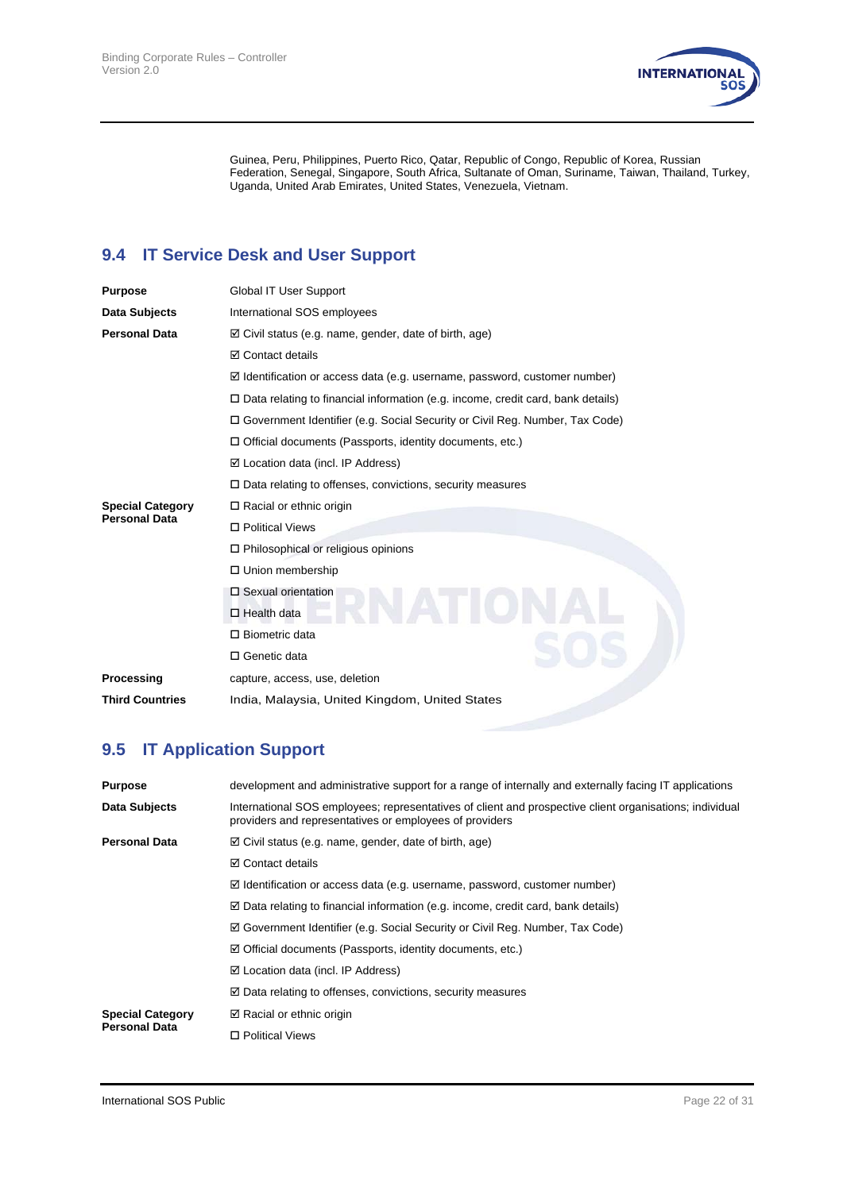Guinea, Peru, Philippines, Puerto Rico, Qatar, Republic of Congo, Republic of Korea, Russian Federation, Senegal, Singapore, South Africa, Sultanate of Oman, Suriname, Taiwan, Thailand, Turkey, Uganda, United Arab Emirates, United States, Venezuela, Vietnam.

## 9.4 IT Service Desk and User Support

| | |
|---|---|
| **Purpose** | Global IT User Support |
| **Data Subjects** | International SOS employees |
| **Personal Data** | ☑ Civil status (e.g. name, gender, date of birth, age) |
| | ☑ Contact details |
| | ☑ Identification or access data (e.g. username, password, customer number) |
| | ☐ Data relating to financial information (e.g. income, credit card, bank details) |
| | ☐ Government Identifier (e.g. Social Security or Civil Reg. Number, Tax Code) |
| | ☐ Official documents (Passports, identity documents, etc.) |
| | ☑ Location data (incl. IP Address) |
| | ☐ Data relating to offenses, convictions, security measures |
| **Special Category Personal Data** | ☐ Racial or ethnic origin |
| | ☐ Political Views |
| | ☐ Philosophical or religious opinions |
| | ☐ Union membership |
| | ☐ Sexual orientation |
| | ☐ Health data |
| | ☐ Biometric data |
| | ☐ Genetic data |
| **Processing** | capture, access, use, deletion |
| **Third Countries** | India, Malaysia, United Kingdom, United States |

## 9.5 IT Application Support

| | |
|---|---|
| **Purpose** | development and administrative support for a range of internally and externally facing IT applications |
| **Data Subjects** | International SOS employees; representatives of client and prospective client organisations; individual providers and representatives or employees of providers |
| **Personal Data** | ☑ Civil status (e.g. name, gender, date of birth, age) |
| | ☑ Contact details |
| | ☑ Identification or access data (e.g. username, password, customer number) |
| | ☑ Data relating to financial information (e.g. income, credit card, bank details) |
| | ☑ Government Identifier (e.g. Social Security or Civil Reg. Number, Tax Code) |
| | ☑ Official documents (Passports, identity documents, etc.) |
| | ☑ Location data (incl. IP Address) |
| | ☑ Data relating to offenses, convictions, security measures |
| **Special Category Personal Data** | ☑ Racial or ethnic origin |
| | ☐ Political Views |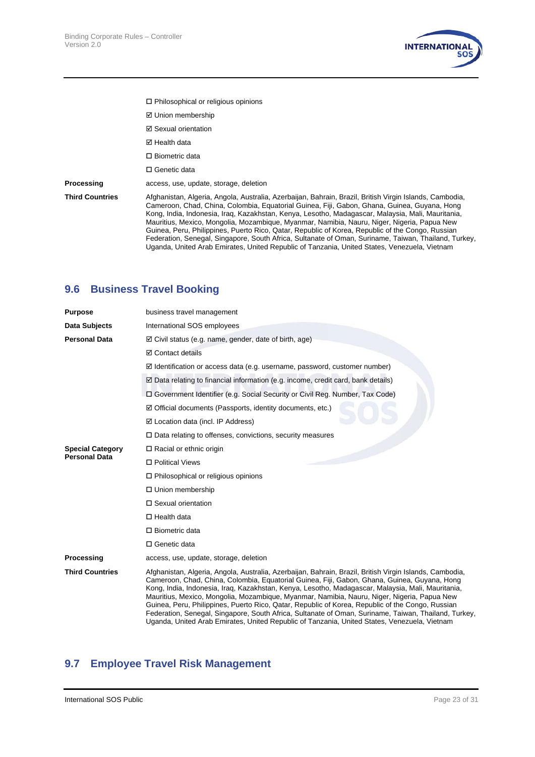| | |
|---|---|
| | ☐ Philosophical or religious opinions |
| | ☑ Union membership |
| | ☑ Sexual orientation |
| | ☑ Health data |
| | ☐ Biometric data |
| | ☐ Genetic data |
| **Processing** | access, use, update, storage, deletion |
| **Third Countries** | Afghanistan, Algeria, Angola, Australia, Azerbaijan, Bahrain, Brazil, British Virgin Islands, Cambodia, Cameroon, Chad, China, Colombia, Equatorial Guinea, Fiji, Gabon, Ghana, Guinea, Guyana, Hong Kong, India, Indonesia, Iraq, Kazakhstan, Kenya, Lesotho, Madagascar, Malaysia, Mali, Mauritania, Mauritius, Mexico, Mongolia, Mozambique, Myanmar, Namibia, Nauru, Niger, Nigeria, Papua New Guinea, Peru, Philippines, Puerto Rico, Qatar, Republic of Korea, Republic of the Congo, Russian Federation, Senegal, Singapore, South Africa, Sultanate of Oman, Suriname, Taiwan, Thailand, Turkey, Uganda, United Arab Emirates, United Republic of Tanzania, United States, Venezuela, Vietnam |

## 9.6 Business Travel Booking

| | |
|---|---|
| **Purpose** | business travel management |
| **Data Subjects** | International SOS employees |
| **Personal Data** | ☑ Civil status (e.g. name, gender, date of birth, age) |
| | ☑ Contact details |
| | ☑ Identification or access data (e.g. username, password, customer number) |
| | ☑ Data relating to financial information (e.g. income, credit card, bank details) |
| | ☐ Government Identifier (e.g. Social Security or Civil Reg. Number, Tax Code) |
| | ☑ Official documents (Passports, identity documents, etc.) |
| | ☑ Location data (incl. IP Address) |
| | ☐ Data relating to offenses, convictions, security measures |
| **Special Category Personal Data** | ☐ Racial or ethnic origin |
| | ☐ Political Views |
| | ☐ Philosophical or religious opinions |
| | ☐ Union membership |
| | ☐ Sexual orientation |
| | ☐ Health data |
| | ☐ Biometric data |
| | ☐ Genetic data |
| **Processing** | access, use, update, storage, deletion |
| **Third Countries** | Afghanistan, Algeria, Angola, Australia, Azerbaijan, Bahrain, Brazil, British Virgin Islands, Cambodia, Cameroon, Chad, China, Colombia, Equatorial Guinea, Fiji, Gabon, Ghana, Guinea, Guyana, Hong Kong, India, Indonesia, Iraq, Kazakhstan, Kenya, Lesotho, Madagascar, Malaysia, Mali, Mauritania, Mauritius, Mexico, Mongolia, Mozambique, Myanmar, Namibia, Nauru, Niger, Nigeria, Papua New Guinea, Peru, Philippines, Puerto Rico, Qatar, Republic of Korea, Republic of the Congo, Russian Federation, Senegal, Singapore, South Africa, Sultanate of Oman, Suriname, Taiwan, Thailand, Turkey, Uganda, United Arab Emirates, United Republic of Tanzania, United States, Venezuela, Vietnam |

## 9.7 Employee Travel Risk Management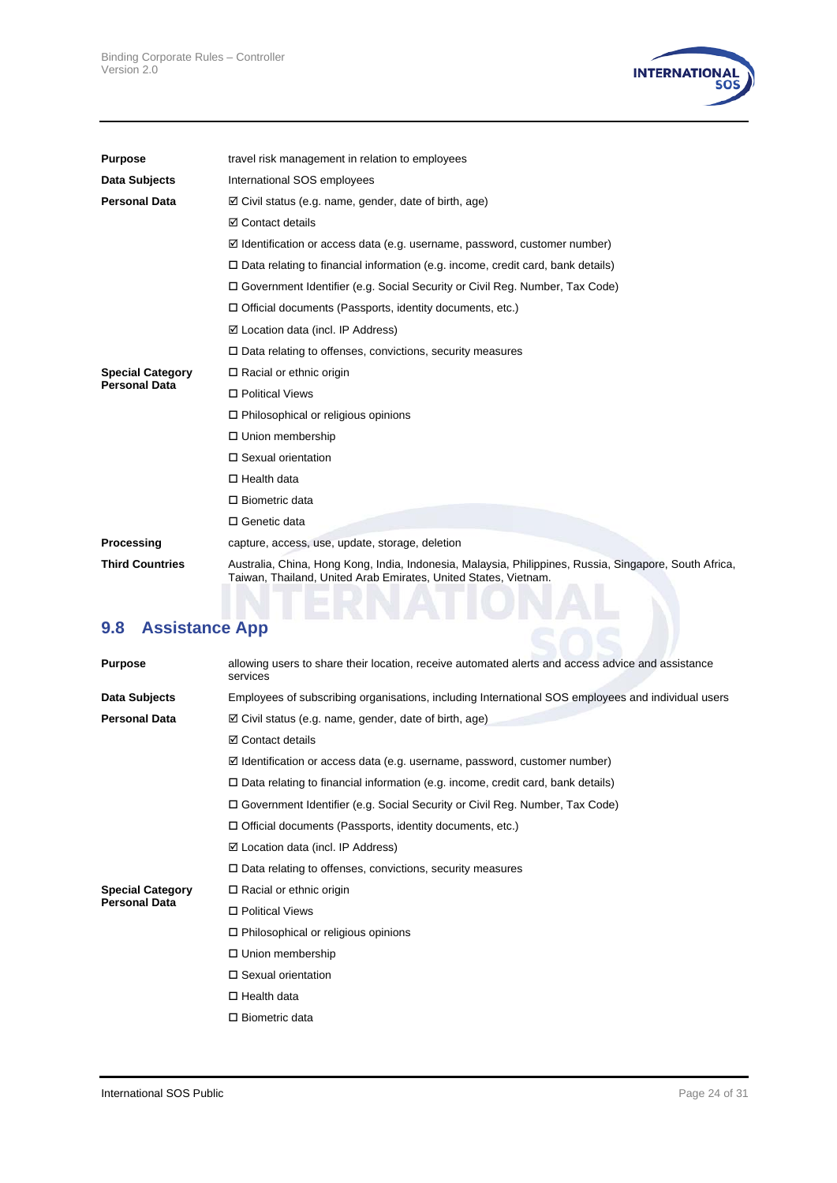| | |
|---|---|
| **Purpose** | travel risk management in relation to employees |
| **Data Subjects** | International SOS employees |
| **Personal Data** | ☑ Civil status (e.g. name, gender, date of birth, age) |
| | ☑ Contact details |
| | ☑ Identification or access data (e.g. username, password, customer number) |
| | ☐ Data relating to financial information (e.g. income, credit card, bank details) |
| | ☐ Government Identifier (e.g. Social Security or Civil Reg. Number, Tax Code) |
| | ☐ Official documents (Passports, identity documents, etc.) |
| | ☑ Location data (incl. IP Address) |
| | ☐ Data relating to offenses, convictions, security measures |
| **Special Category Personal Data** | ☐ Racial or ethnic origin |
| | ☐ Political Views |
| | ☐ Philosophical or religious opinions |
| | ☐ Union membership |
| | ☐ Sexual orientation |
| | ☐ Health data |
| | ☐ Biometric data |
| | ☐ Genetic data |
| **Processing** | capture, access, use, update, storage, deletion |
| **Third Countries** | Australia, China, Hong Kong, India, Indonesia, Malaysia, Philippines, Russia, Singapore, South Africa, Taiwan, Thailand, United Arab Emirates, United States, Vietnam. |

## 9.8 Assistance App

| | |
|---|---|
| **Purpose** | allowing users to share their location, receive automated alerts and access advice and assistance services |
| **Data Subjects** | Employees of subscribing organisations, including International SOS employees and individual users |
| **Personal Data** | ☑ Civil status (e.g. name, gender, date of birth, age) |
| | ☑ Contact details |
| | ☑ Identification or access data (e.g. username, password, customer number) |
| | ☐ Data relating to financial information (e.g. income, credit card, bank details) |
| | ☐ Government Identifier (e.g. Social Security or Civil Reg. Number, Tax Code) |
| | ☐ Official documents (Passports, identity documents, etc.) |
| | ☑ Location data (incl. IP Address) |
| | ☐ Data relating to offenses, convictions, security measures |
| **Special Category Personal Data** | ☐ Racial or ethnic origin |
| | ☐ Political Views |
| | ☐ Philosophical or religious opinions |
| | ☐ Union membership |
| | ☐ Sexual orientation |
| | ☐ Health data |
| | ☐ Biometric data |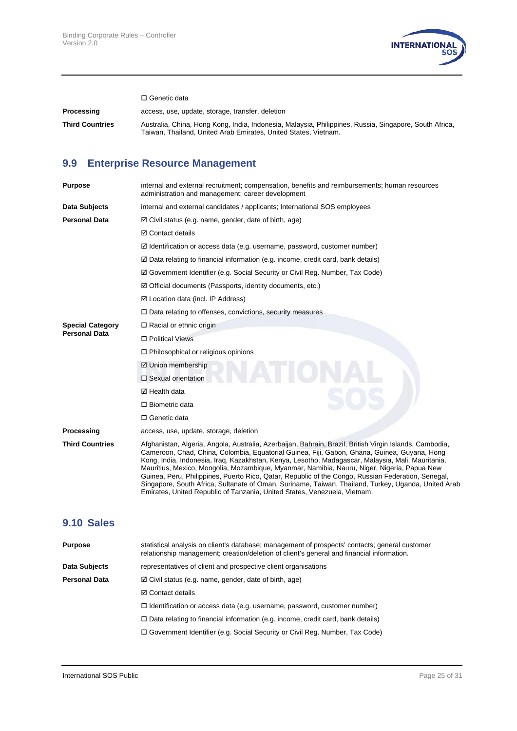☐ Genetic data

| | |
|---|---|
| **Processing** | access, use, update, storage, transfer, deletion |
| **Third Countries** | Australia, China, Hong Kong, India, Indonesia, Malaysia, Philippines, Russia, Singapore, South Africa, Taiwan, Thailand, United Arab Emirates, United States, Vietnam. |

## 9.9 Enterprise Resource Management

| | |
|---|---|
| **Purpose** | internal and external recruitment; compensation, benefits and reimbursements; human resources administration and management; career development |
| **Data Subjects** | internal and external candidates / applicants; International SOS employees |
| **Personal Data** | ☑ Civil status (e.g. name, gender, date of birth, age) |
| | ☑ Contact details |
| | ☑ Identification or access data (e.g. username, password, customer number) |
| | ☑ Data relating to financial information (e.g. income, credit card, bank details) |
| | ☑ Government Identifier (e.g. Social Security or Civil Reg. Number, Tax Code) |
| | ☑ Official documents (Passports, identity documents, etc.) |
| | ☑ Location data (incl. IP Address) |
| | ☐ Data relating to offenses, convictions, security measures |
| **Special Category Personal Data** | ☐ Racial or ethnic origin |
| | ☐ Political Views |
| | ☐ Philosophical or religious opinions |
| | ☑ Union membership |
| | ☐ Sexual orientation |
| | ☑ Health data |
| | ☐ Biometric data |
| | ☐ Genetic data |
| **Processing** | access, use, update, storage, deletion |
| **Third Countries** | Afghanistan, Algeria, Angola, Australia, Azerbaijan, Bahrain, Brazil, British Virgin Islands, Cambodia, Cameroon, Chad, China, Colombia, Equatorial Guinea, Fiji, Gabon, Ghana, Guinea, Guyana, Hong Kong, India, Indonesia, Iraq, Kazakhstan, Kenya, Lesotho, Madagascar, Malaysia, Mali, Mauritania, Mauritius, Mexico, Mongolia, Mozambique, Myanmar, Namibia, Nauru, Niger, Nigeria, Papua New Guinea, Peru, Philippines, Puerto Rico, Qatar, Republic of the Congo, Russian Federation, Senegal, Singapore, South Africa, Sultanate of Oman, Suriname, Taiwan, Thailand, Turkey, Uganda, United Arab Emirates, United Republic of Tanzania, United States, Venezuela, Vietnam. |

## 9.10 Sales

| | |
|---|---|
| **Purpose** | statistical analysis on client's database; management of prospects' contacts; general customer relationship management; creation/deletion of client's general and financial information. |
| **Data Subjects** | representatives of client and prospective client organisations |
| **Personal Data** | ☑ Civil status (e.g. name, gender, date of birth, age) |
| | ☑ Contact details |
| | ☐ Identification or access data (e.g. username, password, customer number) |
| | ☐ Data relating to financial information (e.g. income, credit card, bank details) |
| | ☐ Government Identifier (e.g. Social Security or Civil Reg. Number, Tax Code) |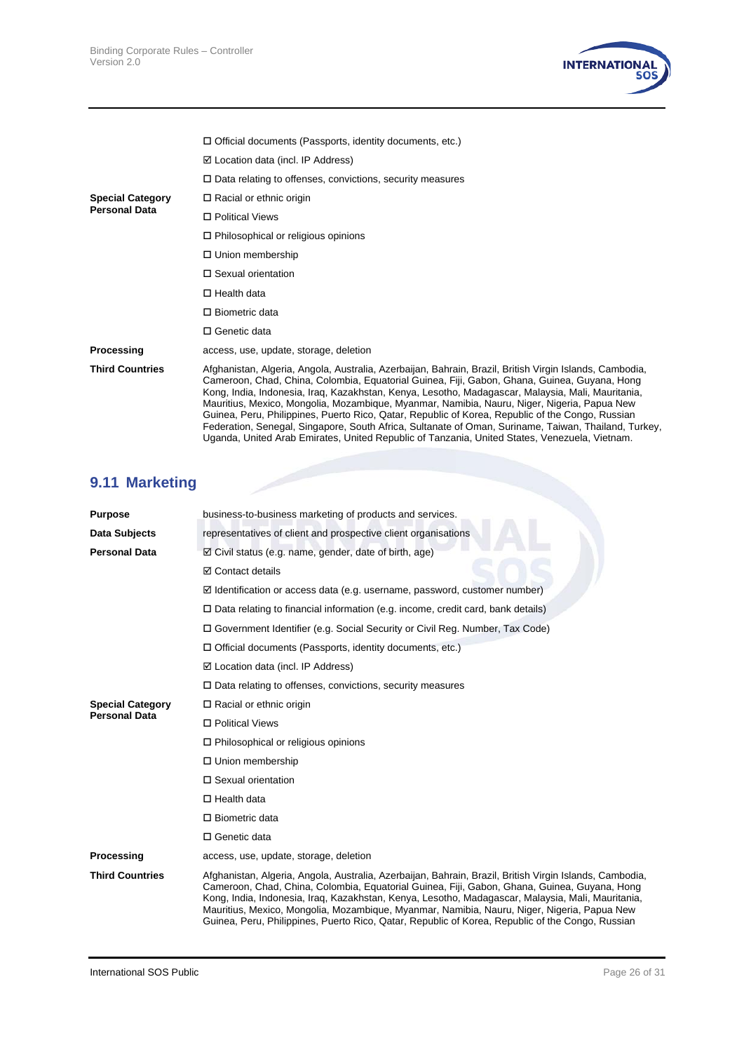| | |
|---|---|
| | ☐ Official documents (Passports, identity documents, etc.) |
| | ☑ Location data (incl. IP Address) |
| | ☐ Data relating to offenses, convictions, security measures |
| **Special Category Personal Data** | ☐ Racial or ethnic origin |
| | ☐ Political Views |
| | ☐ Philosophical or religious opinions |
| | ☐ Union membership |
| | ☐ Sexual orientation |
| | ☐ Health data |
| | ☐ Biometric data |
| | ☐ Genetic data |
| **Processing** | access, use, update, storage, deletion |
| **Third Countries** | Afghanistan, Algeria, Angola, Australia, Azerbaijan, Bahrain, Brazil, British Virgin Islands, Cambodia, Cameroon, Chad, China, Colombia, Equatorial Guinea, Fiji, Gabon, Ghana, Guinea, Guyana, Hong Kong, India, Indonesia, Iraq, Kazakhstan, Kenya, Lesotho, Madagascar, Malaysia, Mali, Mauritania, Mauritius, Mexico, Mongolia, Mozambique, Myanmar, Namibia, Nauru, Niger, Nigeria, Papua New Guinea, Peru, Philippines, Puerto Rico, Qatar, Republic of Korea, Republic of the Congo, Russian Federation, Senegal, Singapore, South Africa, Sultanate of Oman, Suriname, Taiwan, Thailand, Turkey, Uganda, United Arab Emirates, United Republic of Tanzania, United States, Venezuela, Vietnam. |

## 9.11 Marketing

| | |
|---|---|
| **Purpose** | business-to-business marketing of products and services. |
| **Data Subjects** | representatives of client and prospective client organisations |
| **Personal Data** | ☑ Civil status (e.g. name, gender, date of birth, age) |
| | ☑ Contact details |
| | ☑ Identification or access data (e.g. username, password, customer number) |
| | ☐ Data relating to financial information (e.g. income, credit card, bank details) |
| | ☐ Government Identifier (e.g. Social Security or Civil Reg. Number, Tax Code) |
| | ☐ Official documents (Passports, identity documents, etc.) |
| | ☑ Location data (incl. IP Address) |
| | ☐ Data relating to offenses, convictions, security measures |
| **Special Category Personal Data** | ☐ Racial or ethnic origin |
| | ☐ Political Views |
| | ☐ Philosophical or religious opinions |
| | ☐ Union membership |
| | ☐ Sexual orientation |
| | ☐ Health data |
| | ☐ Biometric data |
| | ☐ Genetic data |
| **Processing** | access, use, update, storage, deletion |
| **Third Countries** | Afghanistan, Algeria, Angola, Australia, Azerbaijan, Bahrain, Brazil, British Virgin Islands, Cambodia, Cameroon, Chad, China, Colombia, Equatorial Guinea, Fiji, Gabon, Ghana, Guinea, Guyana, Hong Kong, India, Indonesia, Iraq, Kazakhstan, Kenya, Lesotho, Madagascar, Malaysia, Mali, Mauritania, Mauritius, Mexico, Mongolia, Mozambique, Myanmar, Namibia, Nauru, Niger, Nigeria, Papua New Guinea, Peru, Philippines, Puerto Rico, Qatar, Republic of Korea, Republic of the Congo, Russian |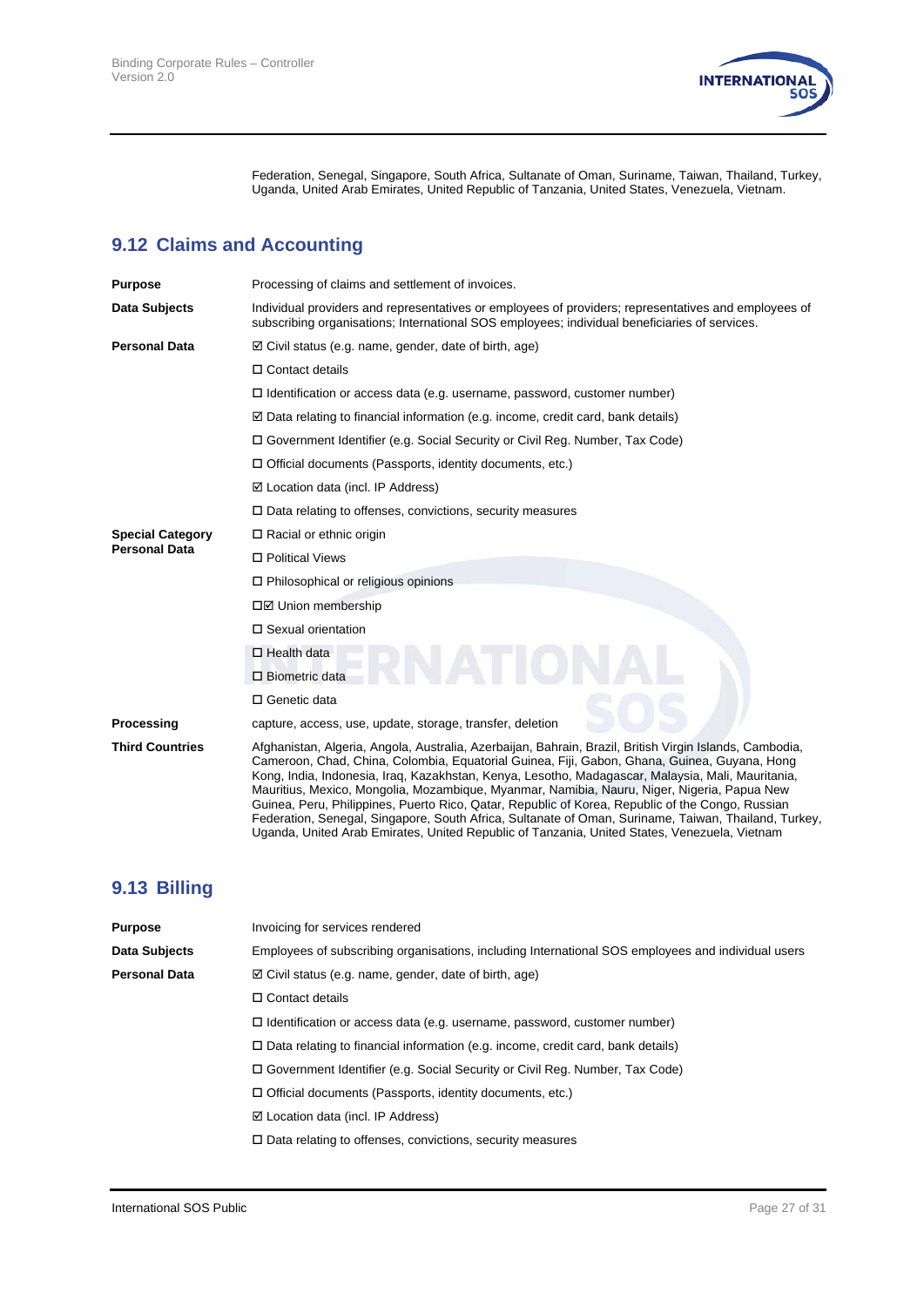Federation, Senegal, Singapore, South Africa, Sultanate of Oman, Suriname, Taiwan, Thailand, Turkey, Uganda, United Arab Emirates, United Republic of Tanzania, United States, Venezuela, Vietnam.

## 9.12 Claims and Accounting

**Purpose** Processing of claims and settlement of invoices.

**Data Subjects** Individual providers and representatives or employees of providers; representatives and employees of subscribing organisations; International SOS employees; individual beneficiaries of services.

**Personal Data**

☑ Civil status (e.g. name, gender, date of birth, age)

☐ Contact details

☐ Identification or access data (e.g. username, password, customer number)

☑ Data relating to financial information (e.g. income, credit card, bank details)

☐ Government Identifier (e.g. Social Security or Civil Reg. Number, Tax Code)

☐ Official documents (Passports, identity documents, etc.)

☑ Location data (incl. IP Address)

☐ Data relating to offenses, convictions, security measures

**Special Category Personal Data**

☐ Racial or ethnic origin

☐ Political Views

☐ Philosophical or religious opinions

☐☑ Union membership

☐ Sexual orientation

☐ Health data

☐ Biometric data

☐ Genetic data

**Processing** capture, access, use, update, storage, transfer, deletion

**Third Countries** Afghanistan, Algeria, Angola, Australia, Azerbaijan, Bahrain, Brazil, British Virgin Islands, Cambodia, Cameroon, Chad, China, Colombia, Equatorial Guinea, Fiji, Gabon, Ghana, Guinea, Guyana, Hong Kong, India, Indonesia, Iraq, Kazakhstan, Kenya, Lesotho, Madagascar, Malaysia, Mali, Mauritania, Mauritius, Mexico, Mongolia, Mozambique, Myanmar, Namibia, Nauru, Niger, Nigeria, Papua New Guinea, Peru, Philippines, Puerto Rico, Qatar, Republic of Korea, Republic of the Congo, Russian Federation, Senegal, Singapore, South Africa, Sultanate of Oman, Suriname, Taiwan, Thailand, Turkey, Uganda, United Arab Emirates, United Republic of Tanzania, United States, Venezuela, Vietnam

## 9.13 Billing

**Purpose** Invoicing for services rendered

**Data Subjects** Employees of subscribing organisations, including International SOS employees and individual users

**Personal Data**

☑ Civil status (e.g. name, gender, date of birth, age)

☐ Contact details

☐ Identification or access data (e.g. username, password, customer number)

☐ Data relating to financial information (e.g. income, credit card, bank details)

☐ Government Identifier (e.g. Social Security or Civil Reg. Number, Tax Code)

☐ Official documents (Passports, identity documents, etc.)

☑ Location data (incl. IP Address)

☐ Data relating to offenses, convictions, security measures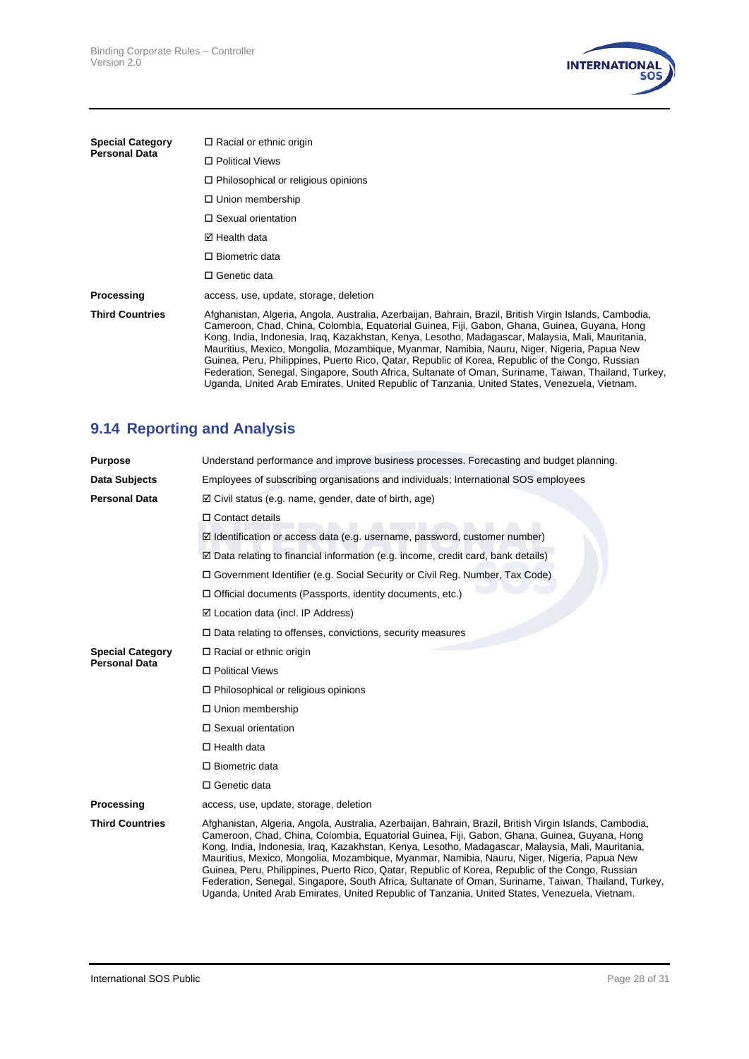| | |
|---|---|
| **Special Category Personal Data** | ☐ Racial or ethnic origin |
| | ☐ Political Views |
| | ☐ Philosophical or religious opinions |
| | ☐ Union membership |
| | ☐ Sexual orientation |
| | ☑ Health data |
| | ☐ Biometric data |
| | ☐ Genetic data |
| **Processing** | access, use, update, storage, deletion |
| **Third Countries** | Afghanistan, Algeria, Angola, Australia, Azerbaijan, Bahrain, Brazil, British Virgin Islands, Cambodia, Cameroon, Chad, China, Colombia, Equatorial Guinea, Fiji, Gabon, Ghana, Guinea, Guyana, Hong Kong, India, Indonesia, Iraq, Kazakhstan, Kenya, Lesotho, Madagascar, Malaysia, Mali, Mauritania, Mauritius, Mexico, Mongolia, Mozambique, Myanmar, Namibia, Nauru, Niger, Nigeria, Papua New Guinea, Peru, Philippines, Puerto Rico, Qatar, Republic of Korea, Republic of the Congo, Russian Federation, Senegal, Singapore, South Africa, Sultanate of Oman, Suriname, Taiwan, Thailand, Turkey, Uganda, United Arab Emirates, United Republic of Tanzania, United States, Venezuela, Vietnam. |

## 9.14 Reporting and Analysis

| | |
|---|---|
| **Purpose** | Understand performance and improve business processes. Forecasting and budget planning. |
| **Data Subjects** | Employees of subscribing organisations and individuals; International SOS employees |
| **Personal Data** | ☑ Civil status (e.g. name, gender, date of birth, age) |
| | ☐ Contact details |
| | ☑ Identification or access data (e.g. username, password, customer number) |
| | ☑ Data relating to financial information (e.g. income, credit card, bank details) |
| | ☐ Government Identifier (e.g. Social Security or Civil Reg. Number, Tax Code) |
| | ☐ Official documents (Passports, identity documents, etc.) |
| | ☑ Location data (incl. IP Address) |
| | ☐ Data relating to offenses, convictions, security measures |
| **Special Category Personal Data** | ☐ Racial or ethnic origin |
| | ☐ Political Views |
| | ☐ Philosophical or religious opinions |
| | ☐ Union membership |
| | ☐ Sexual orientation |
| | ☐ Health data |
| | ☐ Biometric data |
| | ☐ Genetic data |
| **Processing** | access, use, update, storage, deletion |
| **Third Countries** | Afghanistan, Algeria, Angola, Australia, Azerbaijan, Bahrain, Brazil, British Virgin Islands, Cambodia, Cameroon, Chad, China, Colombia, Equatorial Guinea, Fiji, Gabon, Ghana, Guinea, Guyana, Hong Kong, India, Indonesia, Iraq, Kazakhstan, Kenya, Lesotho, Madagascar, Malaysia, Mali, Mauritania, Mauritius, Mexico, Mongolia, Mozambique, Myanmar, Namibia, Nauru, Niger, Nigeria, Papua New Guinea, Peru, Philippines, Puerto Rico, Qatar, Republic of Korea, Republic of the Congo, Russian Federation, Senegal, Singapore, South Africa, Sultanate of Oman, Suriname, Taiwan, Thailand, Turkey, Uganda, United Arab Emirates, United Republic of Tanzania, United States, Venezuela, Vietnam. |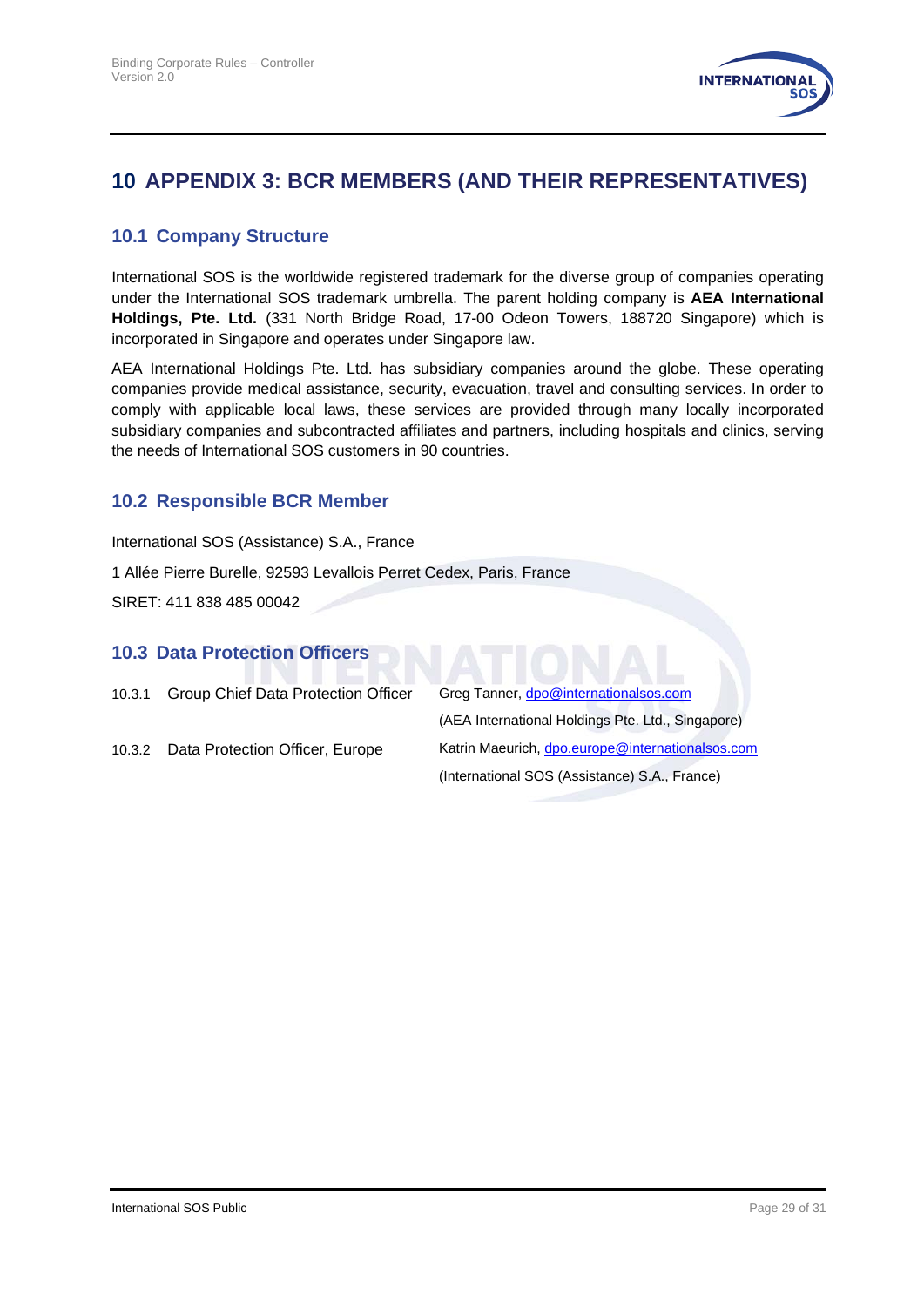# 10 APPENDIX 3: BCR MEMBERS (AND THEIR REPRESENTATIVES)

## 10.1 Company Structure

International SOS is the worldwide registered trademark for the diverse group of companies operating under the International SOS trademark umbrella. The parent holding company is **AEA International Holdings, Pte. Ltd.** (331 North Bridge Road, 17-00 Odeon Towers, 188720 Singapore) which is incorporated in Singapore and operates under Singapore law.

AEA International Holdings Pte. Ltd. has subsidiary companies around the globe. These operating companies provide medical assistance, security, evacuation, travel and consulting services. In order to comply with applicable local laws, these services are provided through many locally incorporated subsidiary companies and subcontracted affiliates and partners, including hospitals and clinics, serving the needs of International SOS customers in 90 countries.

## 10.2 Responsible BCR Member

International SOS (Assistance) S.A., France

1 Allée Pierre Burelle, 92593 Levallois Perret Cedex, Paris, France

SIRET: 411 838 485 00042

## 10.3 Data Protection Officers

| | |
|---|---|
| 10.3.1 Group Chief Data Protection Officer | Greg Tanner, dpo@internationalsos.com<br>(AEA International Holdings Pte. Ltd., Singapore) |
| 10.3.2 Data Protection Officer, Europe | Katrin Maeurich, dpo.europe@internationalsos.com<br>(International SOS (Assistance) S.A., France) |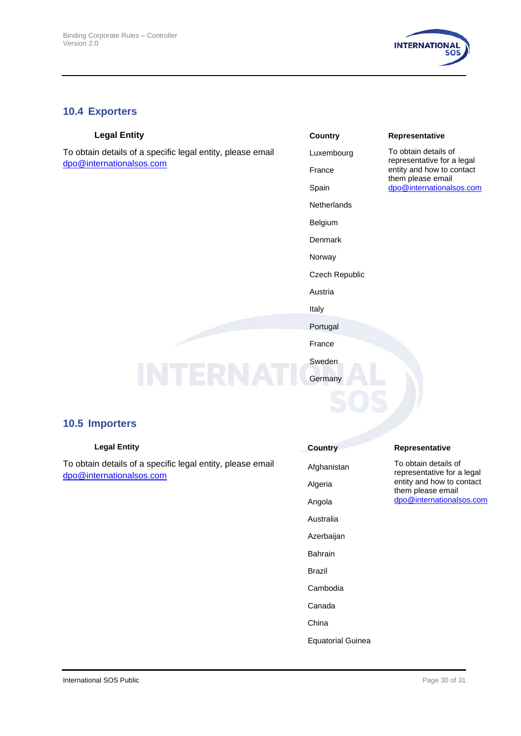## 10.4 Exporters

| Legal Entity | Country | Representative |
|---|---|---|
| To obtain details of a specific legal entity, please email dpo@internationalsos.com | Luxembourg | To obtain details of representative for a legal entity and how to contact them please email dpo@internationalsos.com |
| | France | |
| | Spain | |
| | Netherlands | |
| | Belgium | |
| | Denmark | |
| | Norway | |
| | Czech Republic | |
| | Austria | |
| | Italy | |
| | Portugal | |
| | France | |
| | Sweden | |
| | Germany | |

## 10.5 Importers

| Legal Entity | Country | Representative |
|---|---|---|
| To obtain details of a specific legal entity, please email dpo@internationalsos.com | Afghanistan | To obtain details of representative for a legal entity and how to contact them please email dpo@internationalsos.com |
| | Algeria | |
| | Angola | |
| | Australia | |
| | Azerbaijan | |
| | Bahrain | |
| | Brazil | |
| | Cambodia | |
| | Canada | |
| | China | |
| | Equatorial Guinea | |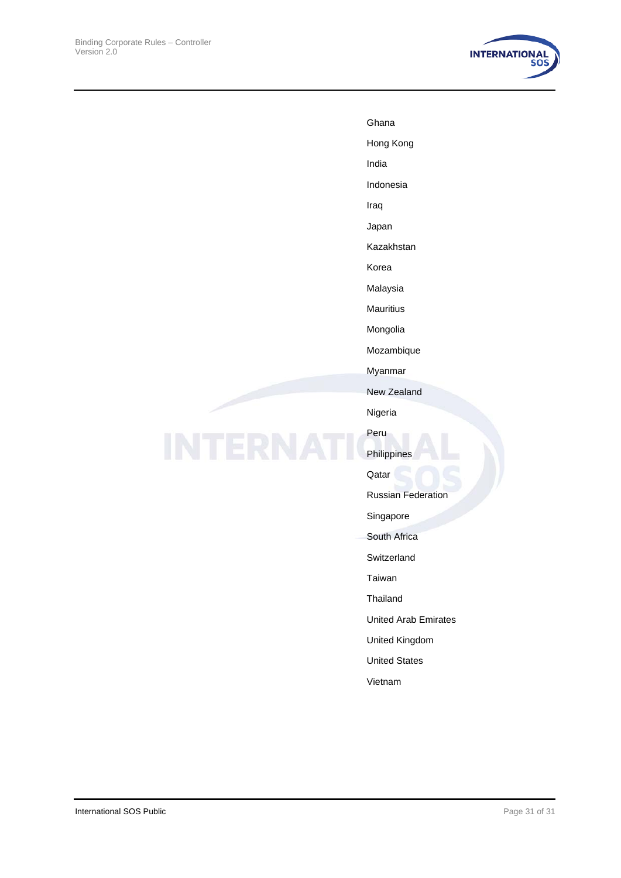Ghana

Hong Kong

India

Indonesia

Iraq

Japan

Kazakhstan

Korea

Malaysia

Mauritius

Mongolia

Mozambique

Myanmar

New Zealand

Nigeria

Peru

Philippines

Qatar

Russian Federation

Singapore

South Africa

Switzerland

Taiwan

Thailand

United Arab Emirates

United Kingdom

United States

Vietnam